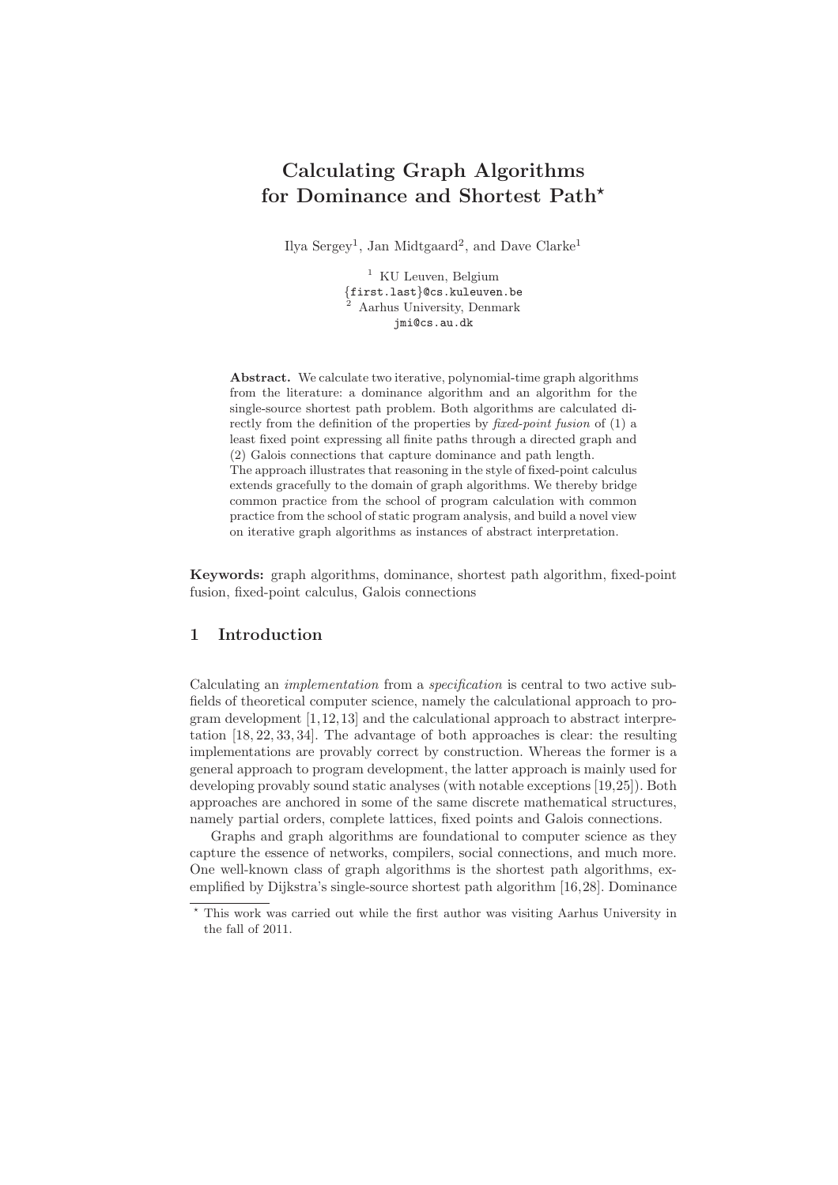# Calculating Graph Algorithms for Dominance and Shortest Path*

Ilya Sergey[1], Jan Midtgaard[2], and Dave Clarke[1]

[1] KU Leuven, Belgium
{first.last}@cs.kuleuven.be
[2] Aarhus University, Denmark
jmi@cs.au.dk

**Abstract.** We calculate two iterative, polynomial-time graph algorithms from the literature: a dominance algorithm and an algorithm for the single-source shortest path problem. Both algorithms are calculated directly from the definition of the properties by *fixed-point fusion* of (1) a least fixed point expressing all finite paths through a directed graph and (2) Galois connections that capture dominance and path length.
The approach illustrates that reasoning in the style of fixed-point calculus extends gracefully to the domain of graph algorithms. We thereby bridge common practice from the school of program calculation with common practice from the school of static program analysis, and build a novel view on iterative graph algorithms as instances of abstract interpretation.

**Keywords:** graph algorithms, dominance, shortest path algorithm, fixed-point fusion, fixed-point calculus, Galois connections

## 1 Introduction

Calculating an *implementation* from a *specification* is central to two active subfields of theoretical computer science, namely the calculational approach to program development [1,12,13] and the calculational approach to abstract interpretation [18, 22, 33, 34]. The advantage of both approaches is clear: the resulting implementations are provably correct by construction. Whereas the former is a general approach to program development, the latter approach is mainly used for developing provably sound static analyses (with notable exceptions [19,25]). Both approaches are anchored in some of the same discrete mathematical structures, namely partial orders, complete lattices, fixed points and Galois connections.

Graphs and graph algorithms are foundational to computer science as they capture the essence of networks, compilers, social connections, and much more. One well-known class of graph algorithms is the shortest path algorithms, exemplified by Dijkstra's single-source shortest path algorithm [16,28]. Dominance

* This work was carried out while the first author was visiting Aarhus University in the fall of 2011.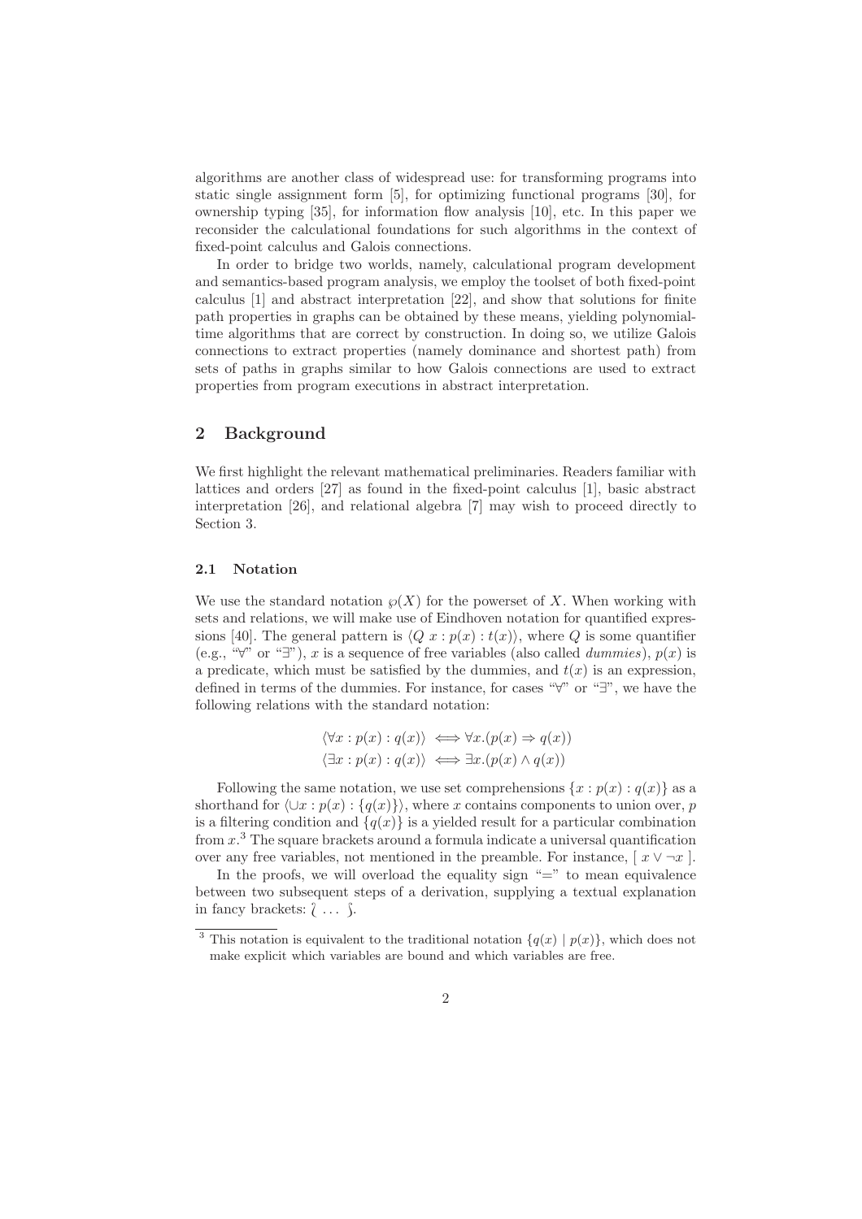algorithms are another class of widespread use: for transforming programs into static single assignment form [5], for optimizing functional programs [30], for ownership typing [35], for information flow analysis [10], etc. In this paper we reconsider the calculational foundations for such algorithms in the context of fixed-point calculus and Galois connections.

In order to bridge two worlds, namely, calculational program development and semantics-based program analysis, we employ the toolset of both fixed-point calculus [1] and abstract interpretation [22], and show that solutions for finite path properties in graphs can be obtained by these means, yielding polynomial-time algorithms that are correct by construction. In doing so, we utilize Galois connections to extract properties (namely dominance and shortest path) from sets of paths in graphs similar to how Galois connections are used to extract properties from program executions in abstract interpretation.

## 2 Background

We first highlight the relevant mathematical preliminaries. Readers familiar with lattices and orders [27] as found in the fixed-point calculus [1], basic abstract interpretation [26], and relational algebra [7] may wish to proceed directly to Section 3.

### 2.1 Notation

We use the standard notation $\wp(X)$ for the powerset of $X$. When working with sets and relations, we will make use of Eindhoven notation for quantified expressions [40]. The general pattern is $\langle Q\ x : p(x) : t(x) \rangle$, where $Q$ is some quantifier (e.g., "$\forall$" or "$\exists$"), $x$ is a sequence of free variables (also called *dummies*), $p(x)$ is a predicate, which must be satisfied by the dummies, and $t(x)$ is an expression, defined in terms of the dummies. For instance, for cases "$\forall$" or "$\exists$", we have the following relations with the standard notation:

$$\langle \forall x : p(x) : q(x) \rangle \iff \forall x.(p(x) \Rightarrow q(x))$$
$$\langle \exists x : p(x) : q(x) \rangle \iff \exists x.(p(x) \wedge q(x))$$

Following the same notation, we use set comprehensions $\{x : p(x) : q(x)\}$ as a shorthand for $\langle \cup x : p(x) : \{q(x)\} \rangle$, where $x$ contains components to union over, $p$ is a filtering condition and $\{q(x)\}$ is a yielded result for a particular combination from $x$.[3] The square brackets around a formula indicate a universal quantification over any free variables, not mentioned in the preamble. For instance, $[\ x \vee \neg x\ ]$.

In the proofs, we will overload the equality sign "$=$" to mean equivalence between two subsequent steps of a derivation, supplying a textual explanation in fancy brackets: $\wr\ \ldots\ \wr$.

[3] This notation is equivalent to the traditional notation $\{q(x) \mid p(x)\}$, which does not make explicit which variables are bound and which variables are free.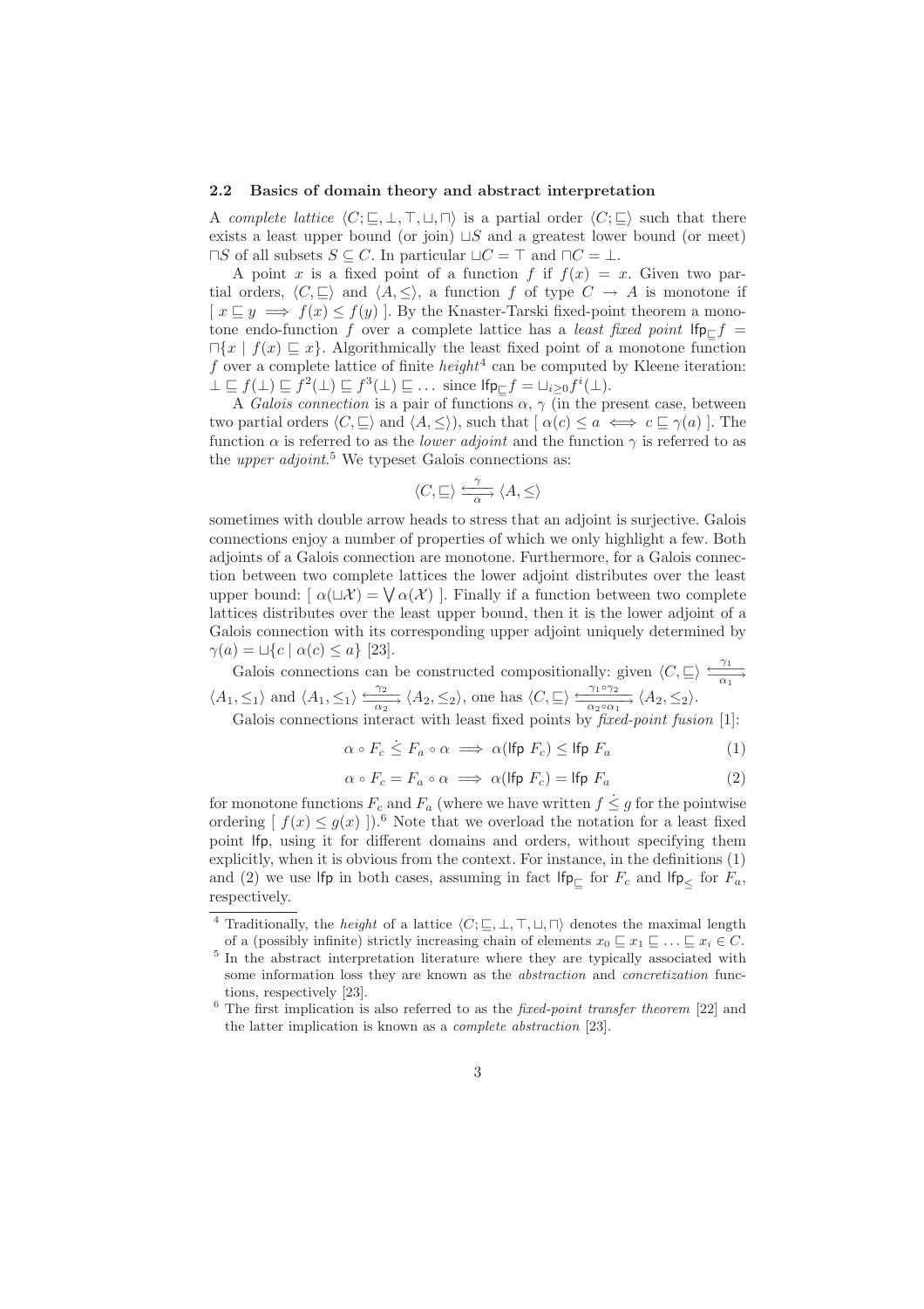### 2.2 Basics of domain theory and abstract interpretation

A *complete lattice* $\langle C; \sqsubseteq, \bot, \top, \sqcup, \sqcap \rangle$ is a partial order $\langle C; \sqsubseteq \rangle$ such that there exists a least upper bound (or join) $\sqcup S$ and a greatest lower bound (or meet) $\sqcap S$ of all subsets $S \subseteq C$. In particular $\sqcup C = \top$ and $\sqcap C = \bot$.

A point $x$ is a fixed point of a function $f$ if $f(x) = x$. Given two partial orders, $\langle C, \sqsubseteq \rangle$ and $\langle A, \leq \rangle$, a function $f$ of type $C \to A$ is monotone if $[\ x \sqsubseteq y \implies f(x) \leq f(y)\ ]$. By the Knaster-Tarski fixed-point theorem a monotone endo-function $f$ over a complete lattice has a *least fixed point* $\mathsf{lfp}_{\sqsubseteq} f = \sqcap\{x \mid f(x) \sqsubseteq x\}$. Algorithmically the least fixed point of a monotone function $f$ over a complete lattice of finite *height*[4] can be computed by Kleene iteration: $\bot \sqsubseteq f(\bot) \sqsubseteq f^2(\bot) \sqsubseteq f^3(\bot) \sqsubseteq \ldots$ since $\mathsf{lfp}_{\sqsubseteq} f = \sqcup_{i \geq 0} f^i(\bot)$.

A *Galois connection* is a pair of functions $\alpha$, $\gamma$ (in the present case, between two partial orders $\langle C, \sqsubseteq \rangle$ and $\langle A, \leq \rangle$), such that $[\ \alpha(c) \leq a \iff c \sqsubseteq \gamma(a)\ ]$. The function $\alpha$ is referred to as the *lower adjoint* and the function $\gamma$ is referred to as the *upper adjoint*.[5] We typeset Galois connections as:

$$\langle C, \sqsubseteq \rangle \xleftarrow[\alpha]{\gamma} \langle A, \leq \rangle$$

sometimes with double arrow heads to stress that an adjoint is surjective. Galois connections enjoy a number of properties of which we only highlight a few. Both adjoints of a Galois connection are monotone. Furthermore, for a Galois connection between two complete lattices the lower adjoint distributes over the least upper bound: $[\ \alpha(\sqcup \mathcal{X}) = \bigvee \alpha(\mathcal{X})\ ]$. Finally if a function between two complete lattices distributes over the least upper bound, then it is the lower adjoint of a Galois connection with its corresponding upper adjoint uniquely determined by $\gamma(a) = \sqcup\{c \mid \alpha(c) \leq a\}$ [23].

Galois connections can be constructed compositionally: given $\langle C, \sqsubseteq \rangle \xleftarrow[\alpha_1]{\gamma_1} \langle A_1, \leq_1 \rangle$ and $\langle A_1, \leq_1 \rangle \xleftarrow[\alpha_2]{\gamma_2} \langle A_2, \leq_2 \rangle$, one has $\langle C, \sqsubseteq \rangle \xleftarrow[\alpha_2 \circ \alpha_1]{\gamma_1 \circ \gamma_2} \langle A_2, \leq_2 \rangle$.

Galois connections interact with least fixed points by *fixed-point fusion* [1]:

$$\alpha \circ F_c \mathrel{\dot{\leq}} F_a \circ \alpha \implies \alpha(\mathsf{lfp}\ F_c) \leq \mathsf{lfp}\ F_a \tag{1}$$

$$\alpha \circ F_c = F_a \circ \alpha \implies \alpha(\mathsf{lfp}\ F_c) = \mathsf{lfp}\ F_a \tag{2}$$

for monotone functions $F_c$ and $F_a$ (where we have written $f \mathrel{\dot{\leq}} g$ for the pointwise ordering $[\ f(x) \leq g(x)\ ]$).[6] Note that we overload the notation for a least fixed point $\mathsf{lfp}$, using it for different domains and orders, without specifying them explicitly, when it is obvious from the context. For instance, in the definitions (1) and (2) we use $\mathsf{lfp}$ in both cases, assuming in fact $\mathsf{lfp}_{\sqsubseteq}$ for $F_c$ and $\mathsf{lfp}_{\leq}$ for $F_a$, respectively.

---

[4] Traditionally, the *height* of a lattice $\langle C; \sqsubseteq, \bot, \top, \sqcup, \sqcap \rangle$ denotes the maximal length of a (possibly infinite) strictly increasing chain of elements $x_0 \sqsubseteq x_1 \sqsubseteq \ldots \sqsubseteq x_i \in C$.

[5] In the abstract interpretation literature where they are typically associated with some information loss they are known as the *abstraction* and *concretization* functions, respectively [23].

[6] The first implication is also referred to as the *fixed-point transfer theorem* [22] and the latter implication is known as a *complete abstraction* [23].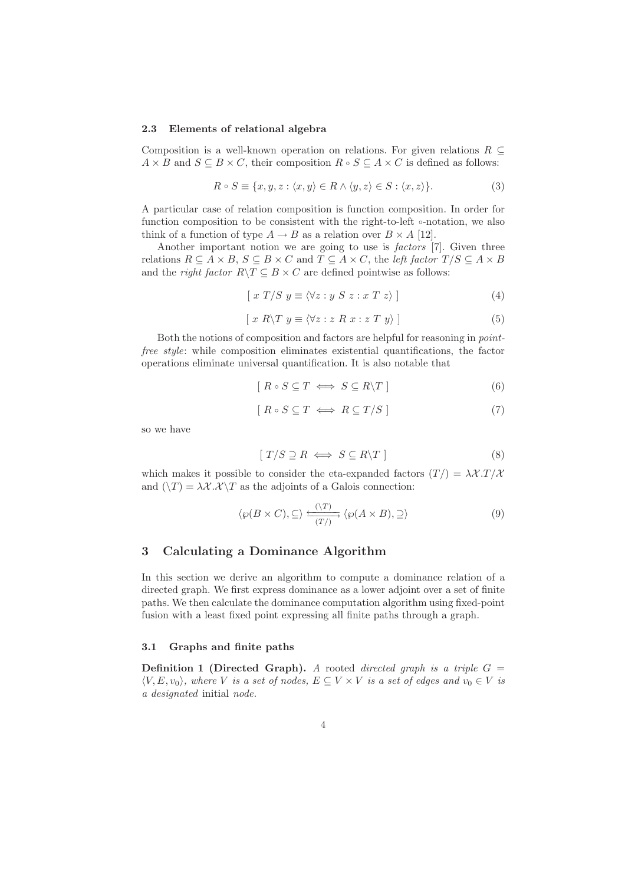### 2.3 Elements of relational algebra

Composition is a well-known operation on relations. For given relations $R \subseteq A \times B$ and $S \subseteq B \times C$, their composition $R \circ S \subseteq A \times C$ is defined as follows:

$$R \circ S \equiv \{x, y, z : \langle x, y\rangle \in R \wedge \langle y, z\rangle \in S : \langle x, z\rangle\}. \tag{3}$$

A particular case of relation composition is function composition. In order for function composition to be consistent with the right-to-left $\circ$-notation, we also think of a function of type $A \to B$ as a relation over $B \times A$ [12].

Another important notion we are going to use is *factors* [7]. Given three relations $R \subseteq A \times B$, $S \subseteq B \times C$ and $T \subseteq A \times C$, the *left factor* $T/S \subseteq A \times B$ and the *right factor* $R\backslash T \subseteq B \times C$ are defined pointwise as follows:

$$[\ x\ T/S\ y \equiv \langle \forall z : y\ S\ z : x\ T\ z\rangle\ ] \tag{4}$$

$$[\ x\ R\backslash T\ y \equiv \langle \forall z : z\ R\ x : z\ T\ y\rangle\ ] \tag{5}$$

Both the notions of composition and factors are helpful for reasoning in *point-free style*: while composition eliminates existential quantifications, the factor operations eliminate universal quantification. It is also notable that

$$[\ R \circ S \subseteq T \iff S \subseteq R\backslash T\ ] \tag{6}$$

$$[\ R \circ S \subseteq T \iff R \subseteq T/S\ ] \tag{7}$$

so we have

$$[\ T/S \supseteq R \iff S \subseteq R\backslash T\ ] \tag{8}$$

which makes it possible to consider the eta-expanded factors $(T/) = \lambda\mathcal{X}.T/\mathcal{X}$ and $(\backslash T) = \lambda\mathcal{X}.\mathcal{X}\backslash T$ as the adjoints of a Galois connection:

$$\langle \wp(B \times C), \subseteq\rangle \underset{(T/)}{\overset{(\backslash T)}{\rightleftarrows}} \langle \wp(A \times B), \supseteq\rangle \tag{9}$$

## 3 Calculating a Dominance Algorithm

In this section we derive an algorithm to compute a dominance relation of a directed graph. We first express dominance as a lower adjoint over a set of finite paths. We then calculate the dominance computation algorithm using fixed-point fusion with a least fixed point expressing all finite paths through a graph.

### 3.1 Graphs and finite paths

**Definition 1 (Directed Graph).** *A* rooted *directed graph is a triple $G = \langle V, E, v_0\rangle$, where $V$ is a set of nodes, $E \subseteq V \times V$ is a set of edges and $v_0 \in V$ is a designated* initial *node.*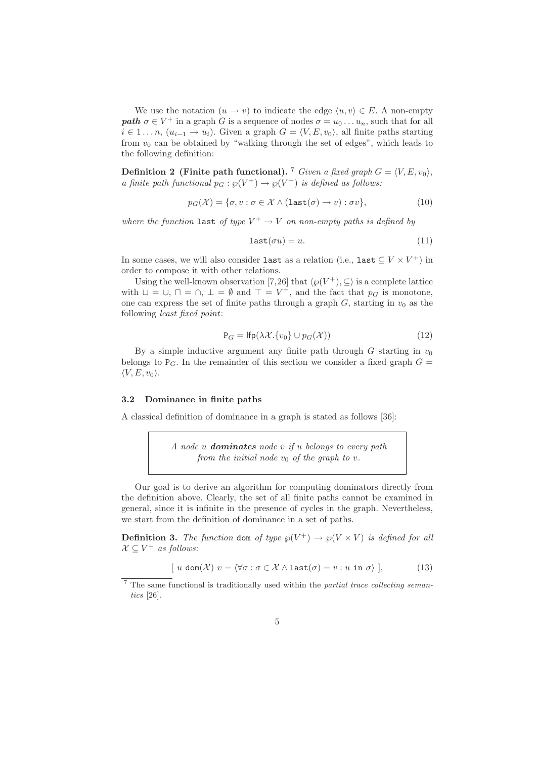We use the notation $(u \to v)$ to indicate the edge $\langle u, v\rangle \in E$. A non-empty ***path*** $\sigma \in V^+$ in a graph $G$ is a sequence of nodes $\sigma = u_0 \dots u_n$, such that for all $i \in 1 \dots n$, $(u_{i-1} \to u_i)$. Given a graph $G = \langle V, E, v_0\rangle$, all finite paths starting from $v_0$ can be obtained by "walking through the set of edges", which leads to the following definition:

**Definition 2 (Finite path functional).** [7] *Given a fixed graph $G = \langle V, E, v_0\rangle$, a finite path functional $p_G : \wp(V^+) \to \wp(V^+)$ is defined as follows:*

$$p_G(\mathcal{X}) = \{\sigma, v : \sigma \in \mathcal{X} \wedge (\mathtt{last}(\sigma) \to v) : \sigma v\}, \tag{10}$$

*where the function* $\mathtt{last}$ *of type* $V^+ \to V$ *on non-empty paths is defined by*

$$\mathtt{last}(\sigma u) = u. \tag{11}$$

In some cases, we will also consider $\mathtt{last}$ as a relation (i.e., $\mathtt{last} \subseteq V \times V^+$) in order to compose it with other relations.

Using the well-known observation [7,26] that $\langle \wp(V^+), \subseteq\rangle$ is a complete lattice with $\sqcup = \cup$, $\sqcap = \cap$, $\perp = \emptyset$ and $\top = V^+$, and the fact that $p_G$ is monotone, one can express the set of finite paths through a graph $G$, starting in $v_0$ as the following *least fixed point*:

$$\mathtt{P}_G = \mathsf{lfp}(\lambda \mathcal{X}.\{v_0\} \cup p_G(\mathcal{X})) \tag{12}$$

By a simple inductive argument any finite path through $G$ starting in $v_0$ belongs to $\mathtt{P}_G$. In the remainder of this section we consider a fixed graph $G = \langle V, E, v_0\rangle$.

### 3.2 Dominance in finite paths

A classical definition of dominance in a graph is stated as follows [36]:

> *A node $u$ **dominates** node $v$ if $u$ belongs to every path from the initial node $v_0$ of the graph to $v$.*

Our goal is to derive an algorithm for computing dominators directly from the definition above. Clearly, the set of all finite paths cannot be examined in general, since it is infinite in the presence of cycles in the graph. Nevertheless, we start from the definition of dominance in a set of paths.

**Definition 3.** *The function* $\mathtt{dom}$ *of type* $\wp(V^+) \to \wp(V \times V)$ *is defined for all* $\mathcal{X} \subseteq V^+$ *as follows:*

$$[\ u \ \mathtt{dom}(\mathcal{X}) \ v = \langle \forall \sigma : \sigma \in \mathcal{X} \wedge \mathtt{last}(\sigma) = v : u \ \mathtt{in} \ \sigma\rangle \ ], \tag{13}$$

[7] The same functional is traditionally used within the *partial trace collecting semantics* [26].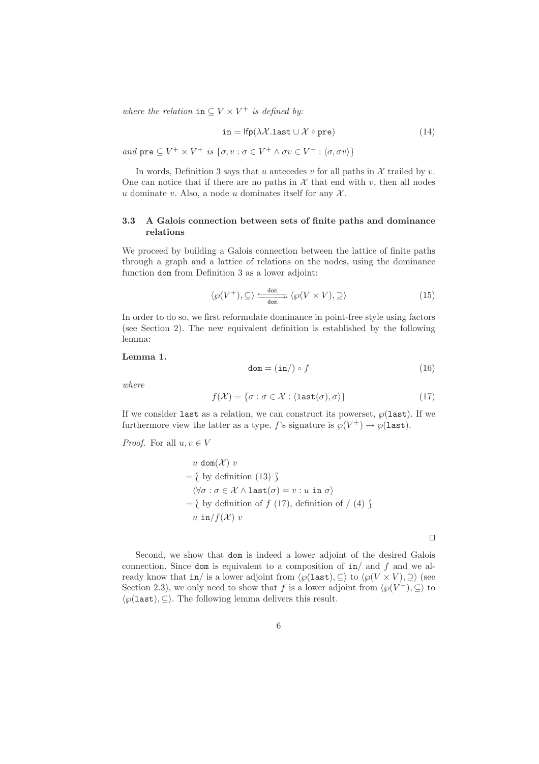*where the relation* $\texttt{in} \subseteq V \times V^+$ *is defined by:*

$$\texttt{in} = \mathsf{lfp}(\lambda \mathcal{X}.\texttt{last} \cup \mathcal{X} \circ \texttt{pre}) \tag{14}$$

*and* $\texttt{pre} \subseteq V^+ \times V^+$ *is* $\{\sigma, v : \sigma \in V^+ \wedge \sigma v \in V^+ : \langle \sigma, \sigma v \rangle\}$

In words, Definition 3 says that $u$ antecedes $v$ for all paths in $\mathcal{X}$ trailed by $v$. One can notice that if there are no paths in $\mathcal{X}$ that end with $v$, then all nodes $u$ dominate $v$. Also, a node $u$ dominates itself for any $\mathcal{X}$.

### 3.3 A Galois connection between sets of finite paths and dominance relations

We proceed by building a Galois connection between the lattice of finite paths through a graph and a lattice of relations on the nodes, using the dominance function $\texttt{dom}$ from Definition 3 as a lower adjoint:

$$\langle \wp(V^+), \subseteq \rangle \underset{\texttt{dom}}{\overset{\overline{\texttt{dom}}}{\leftrightarrows}} \langle \wp(V \times V), \supseteq \rangle \tag{15}$$

In order to do so, we first reformulate dominance in point-free style using factors (see Section 2). The new equivalent definition is established by the following lemma:

**Lemma 1.**

$$\texttt{dom} = (\texttt{in}/) \circ f \tag{16}$$

*where*

$$f(\mathcal{X}) = \{\sigma : \sigma \in \mathcal{X} : \langle \texttt{last}(\sigma), \sigma \rangle\} \tag{17}$$

If we consider $\texttt{last}$ as a relation, we can construct its powerset, $\wp(\texttt{last})$. If we furthermore view the latter as a type, $f$'s signature is $\wp(V^+) \rightarrow \wp(\texttt{last})$.

*Proof.* For all $u, v \in V$

$$
\begin{aligned}
& u \ \texttt{dom}(\mathcal{X}) \ v \\
= & \ \wr \text{ by definition (13) } \wr \\
& \langle \forall \sigma : \sigma \in \mathcal{X} \wedge \texttt{last}(\sigma) = v : u \ \texttt{in} \ \sigma \rangle \\
= & \ \wr \text{ by definition of } f \text{ (17), definition of } / \text{ (4) } \wr \\
& u \ \texttt{in}/f(\mathcal{X}) \ v
\end{aligned}
$$

□

Second, we show that $\texttt{dom}$ is indeed a lower adjoint of the desired Galois connection. Since $\texttt{dom}$ is equivalent to a composition of $\texttt{in}/$ and $f$ and we already know that $\texttt{in}/$ is a lower adjoint from $\langle \wp(\texttt{last}), \subseteq \rangle$ to $\langle \wp(V \times V), \supseteq \rangle$ (see Section 2.3), we only need to show that $f$ is a lower adjoint from $\langle \wp(V^+), \subseteq \rangle$ to $\langle \wp(\texttt{last}), \subseteq \rangle$. The following lemma delivers this result.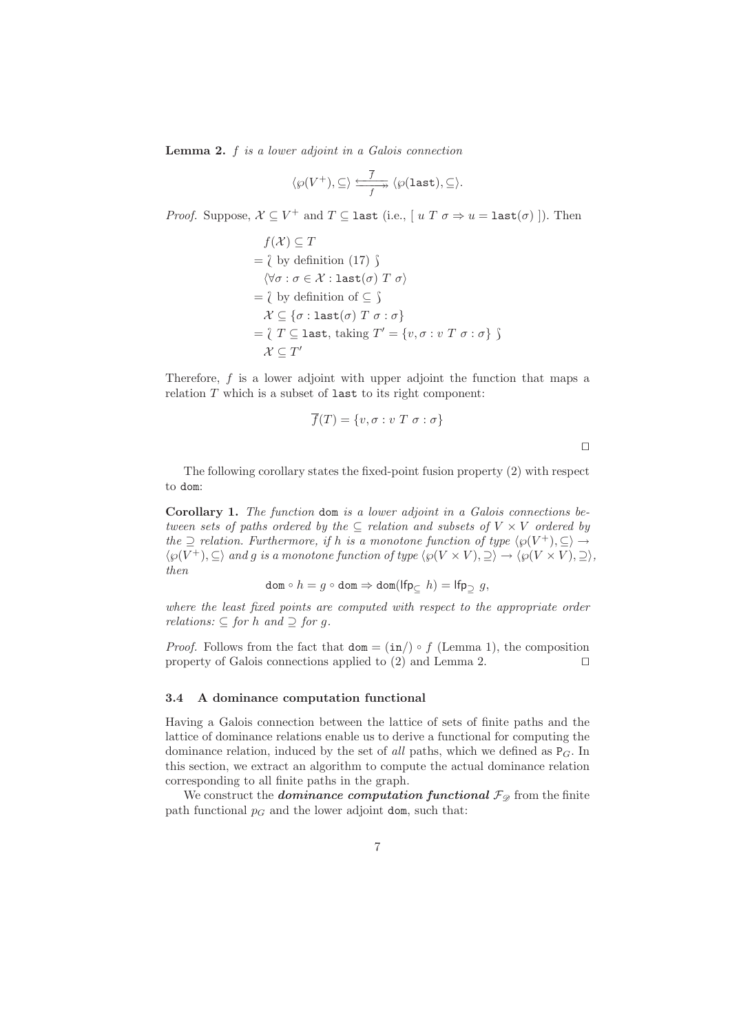**Lemma 2.** *$f$ is a lower adjoint in a Galois connection*

$$\langle \wp(V^+), \subseteq \rangle \underset{f}{\overset{\overline{f}}{\leftrightarrows}} \langle \wp(\mathtt{last}), \subseteq \rangle.$$

*Proof.* Suppose, $\mathcal{X} \subseteq V^+$ and $T \subseteq \mathtt{last}$ (i.e., $[\ u\ T\ \sigma \Rightarrow u = \mathtt{last}(\sigma)\ ]$). Then

$$
\begin{aligned}
& f(\mathcal{X}) \subseteq T \\
=\ & \wr \text{ by definition (17) } \wr \\
& \langle \forall \sigma : \sigma \in \mathcal{X} : \mathtt{last}(\sigma)\ T\ \sigma \rangle \\
=\ & \wr \text{ by definition of } \subseteq \wr \\
& \mathcal{X} \subseteq \{\sigma : \mathtt{last}(\sigma)\ T\ \sigma : \sigma\} \\
=\ & \wr\ T \subseteq \mathtt{last}, \text{ taking } T' = \{v, \sigma : v\ T\ \sigma : \sigma\} \wr \\
& \mathcal{X} \subseteq T'
\end{aligned}
$$

Therefore, $f$ is a lower adjoint with upper adjoint the function that maps a relation $T$ which is a subset of last to its right component:

$$\overline{f}(T) = \{v, \sigma : v\ T\ \sigma : \sigma\}$$

□

The following corollary states the fixed-point fusion property (2) with respect to dom:

**Corollary 1.** *The function* dom *is a lower adjoint in a Galois connections between sets of paths ordered by the $\subseteq$ relation and subsets of $V \times V$ ordered by the $\supseteq$ relation. Furthermore, if $h$ is a monotone function of type $\langle \wp(V^+), \subseteq \rangle \rightarrow \langle \wp(V^+), \subseteq \rangle$ and $g$ is a monotone function of type $\langle \wp(V \times V), \supseteq \rangle \rightarrow \langle \wp(V \times V), \supseteq \rangle$, then*

$$\mathtt{dom} \circ h = g \circ \mathtt{dom} \Rightarrow \mathtt{dom}(\mathsf{lfp}_{\subseteq}\ h) = \mathsf{lfp}_{\supseteq}\ g,$$

*where the least fixed points are computed with respect to the appropriate order relations: $\subseteq$ for $h$ and $\supseteq$ for $g$.*

*Proof.* Follows from the fact that $\mathtt{dom} = (\mathtt{in}/) \circ f$ (Lemma 1), the composition property of Galois connections applied to (2) and Lemma 2. □

### 3.4 A dominance computation functional

Having a Galois connection between the lattice of sets of finite paths and the lattice of dominance relations enable us to derive a functional for computing the dominance relation, induced by the set of *all* paths, which we defined as $\mathtt{P}_G$. In this section, we extract an algorithm to compute the actual dominance relation corresponding to all finite paths in the graph.

We construct the ***dominance computation functional*** $\mathcal{F}_{\mathscr{D}}$ from the finite path functional $p_G$ and the lower adjoint dom, such that: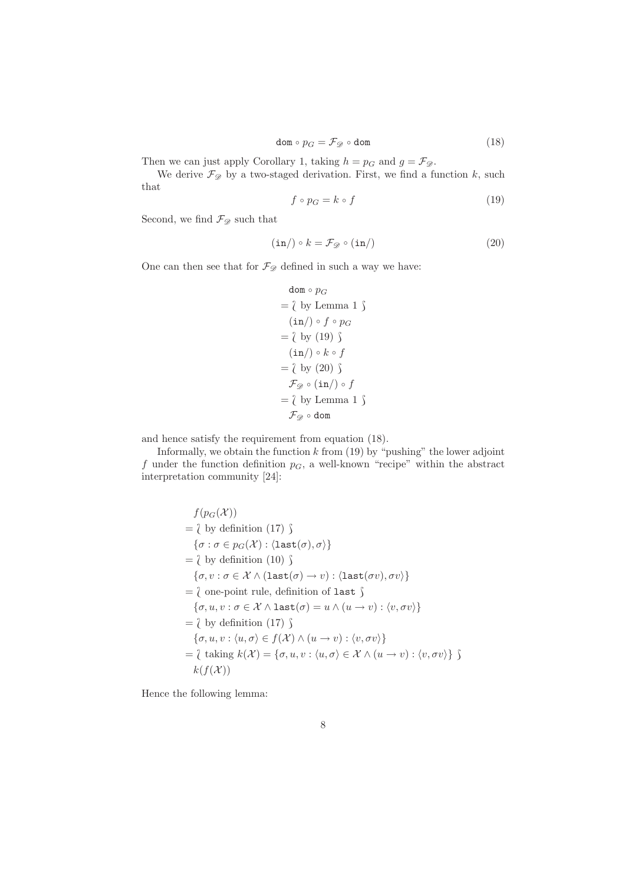$$\mathtt{dom} \circ p_G = \mathcal{F}_{\mathscr{D}} \circ \mathtt{dom} \tag{18}$$

Then we can just apply Corollary 1, taking $h = p_G$ and $g = \mathcal{F}_{\mathscr{D}}$.

We derive $\mathcal{F}_{\mathscr{D}}$ by a two-staged derivation. First, we find a function $k$, such that

$$f \circ p_G = k \circ f \tag{19}$$

Second, we find $\mathcal{F}_{\mathscr{D}}$ such that

$$(\mathtt{in}/) \circ k = \mathcal{F}_{\mathscr{D}} \circ (\mathtt{in}/) \tag{20}$$

One can then see that for $\mathcal{F}_{\mathscr{D}}$ defined in such a way we have:

$$
\begin{aligned}
& \mathtt{dom} \circ p_G \\
= & \ \wr \text{ by Lemma 1 } \wr \\
& (\mathtt{in}/) \circ f \circ p_G \\
= & \ \wr \text{ by (19) } \wr \\
& (\mathtt{in}/) \circ k \circ f \\
= & \ \wr \text{ by (20) } \wr \\
& \mathcal{F}_{\mathscr{D}} \circ (\mathtt{in}/) \circ f \\
= & \ \wr \text{ by Lemma 1 } \wr \\
& \mathcal{F}_{\mathscr{D}} \circ \mathtt{dom}
\end{aligned}
$$

and hence satisfy the requirement from equation (18).

Informally, we obtain the function $k$ from (19) by "pushing" the lower adjoint $f$ under the function definition $p_G$, a well-known "recipe" within the abstract interpretation community [24]:

$$
\begin{aligned}
& f(p_G(\mathcal{X})) \\
= & \ \wr \text{ by definition (17) } \wr \\
& \{\sigma : \sigma \in p_G(\mathcal{X}) : \langle \mathtt{last}(\sigma), \sigma \rangle\} \\
= & \ \wr \text{ by definition (10) } \wr \\
& \{\sigma, v : \sigma \in \mathcal{X} \land (\mathtt{last}(\sigma) \to v) : \langle \mathtt{last}(\sigma v), \sigma v \rangle\} \\
= & \ \wr \text{ one-point rule, definition of } \mathtt{last} \wr \\
& \{\sigma, u, v : \sigma \in \mathcal{X} \land \mathtt{last}(\sigma) = u \land (u \to v) : \langle v, \sigma v \rangle\} \\
= & \ \wr \text{ by definition (17) } \wr \\
& \{\sigma, u, v : \langle u, \sigma \rangle \in f(\mathcal{X}) \land (u \to v) : \langle v, \sigma v \rangle\} \\
= & \ \wr \text{ taking } k(\mathcal{X}) = \{\sigma, u, v : \langle u, \sigma \rangle \in \mathcal{X} \land (u \to v) : \langle v, \sigma v \rangle\} \wr \\
& k(f(\mathcal{X}))
\end{aligned}
$$

Hence the following lemma: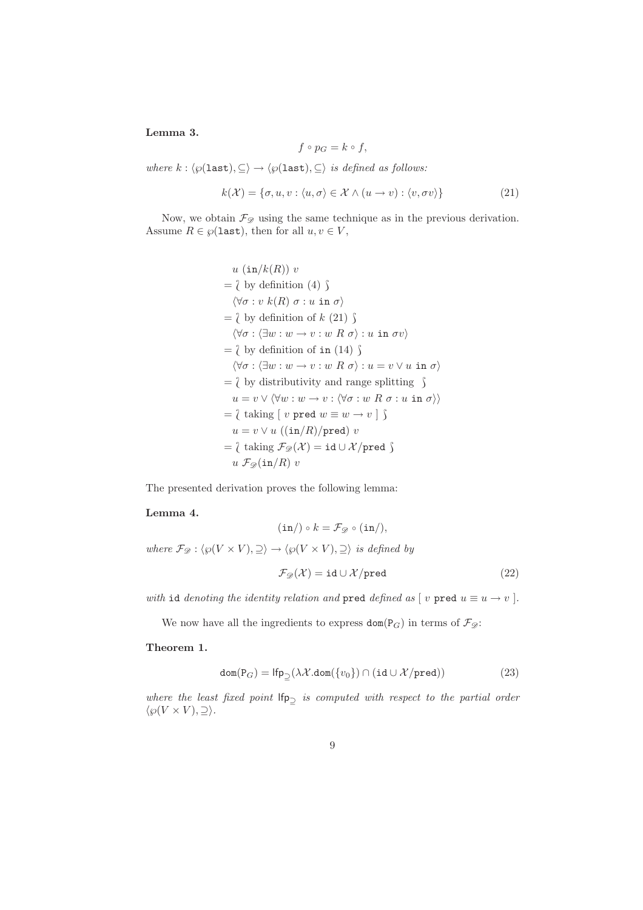**Lemma 3.**

$$f \circ p_G = k \circ f,$$

*where* $k : \langle \wp(\texttt{last}), \subseteq \rangle \to \langle \wp(\texttt{last}), \subseteq \rangle$ *is defined as follows:*

$$k(\mathcal{X}) = \{\sigma, u, v : \langle u, \sigma \rangle \in \mathcal{X} \wedge (u \to v) : \langle v, \sigma v \rangle\} \tag{21}$$

Now, we obtain $\mathcal{F}_{\mathscr{D}}$ using the same technique as in the previous derivation. Assume $R \in \wp(\texttt{last})$, then for all $u, v \in V$,

$$
\begin{aligned}
& u\ (\texttt{in}/k(R))\ v \\
=\ & \wr \text{ by definition (4) } \wr \\
& \langle \forall \sigma : v\ k(R)\ \sigma : u \texttt{ in } \sigma \rangle \\
=\ & \wr \text{ by definition of } k \text{ (21) } \wr \\
& \langle \forall \sigma : \langle \exists w : w \to v : w\ R\ \sigma \rangle : u \texttt{ in } \sigma v \rangle \\
=\ & \wr \text{ by definition of } \texttt{in} \text{ (14) } \wr \\
& \langle \forall \sigma : \langle \exists w : w \to v : w\ R\ \sigma \rangle : u = v \vee u \texttt{ in } \sigma \rangle \\
=\ & \wr \text{ by distributivity and range splitting } \wr \\
& u = v \vee \langle \forall w : w \to v : \langle \forall \sigma : w\ R\ \sigma : u \texttt{ in } \sigma \rangle \rangle \\
=\ & \wr \text{ taking } [\ v \texttt{ pred } w \equiv w \to v\ ] \wr \\
& u = v \vee u\ ((\texttt{in}/R)/\texttt{pred})\ v \\
=\ & \wr \text{ taking } \mathcal{F}_{\mathscr{D}}(\mathcal{X}) = \texttt{id} \cup \mathcal{X}/\texttt{pred} \wr \\
& u\ \mathcal{F}_{\mathscr{D}}(\texttt{in}/R)\ v
\end{aligned}
$$

The presented derivation proves the following lemma:

**Lemma 4.**

$$(\texttt{in}/) \circ k = \mathcal{F}_{\mathscr{D}} \circ (\texttt{in}/),$$

*where* $\mathcal{F}_{\mathscr{D}} : \langle \wp(V \times V), \supseteq \rangle \to \langle \wp(V \times V), \supseteq \rangle$ *is defined by*

$$\mathcal{F}_{\mathscr{D}}(\mathcal{X}) = \texttt{id} \cup \mathcal{X}/\texttt{pred} \tag{22}$$

*with* $\texttt{id}$ *denoting the identity relation and* $\texttt{pred}$ *defined as* $[\ v \texttt{ pred } u \equiv u \to v\ ]$.

We now have all the ingredients to express $\texttt{dom}(\mathsf{P}_G)$ in terms of $\mathcal{F}_{\mathscr{D}}$:

**Theorem 1.**

$$\texttt{dom}(\mathsf{P}_G) = \mathsf{lfp}_{\supseteq}(\lambda \mathcal{X}.\texttt{dom}(\{v_0\}) \cap (\texttt{id} \cup \mathcal{X}/\texttt{pred})) \tag{23}$$

*where the least fixed point* $\mathsf{lfp}_{\supseteq}$ *is computed with respect to the partial order* $\langle \wp(V \times V), \supseteq \rangle$.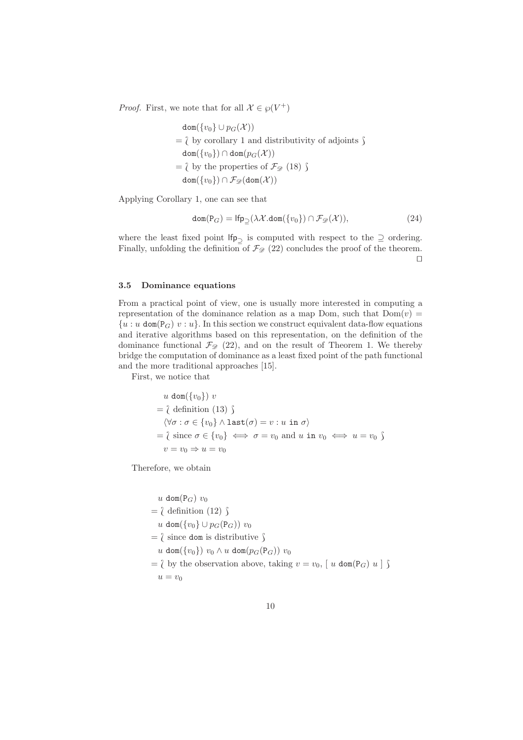*Proof.* First, we note that for all $\mathcal{X} \in \wp(V^+)$

$$
\begin{aligned}
& \texttt{dom}(\{v_0\} \cup p_G(\mathcal{X})) \\
= & \wr \text{ by corollary 1 and distributivity of adjoints } \wr \\
& \texttt{dom}(\{v_0\}) \cap \texttt{dom}(p_G(\mathcal{X})) \\
= & \wr \text{ by the properties of } \mathcal{F}_{\mathscr{D}} \text{ (18) } \wr \\
& \texttt{dom}(\{v_0\}) \cap \mathcal{F}_{\mathscr{D}}(\texttt{dom}(\mathcal{X}))
\end{aligned}
$$

Applying Corollary 1, one can see that

$$
\texttt{dom}(\mathtt{P}_G) = \mathsf{lfp}_{\supseteq}(\lambda \mathcal{X}.\texttt{dom}(\{v_0\}) \cap \mathcal{F}_{\mathscr{D}}(\mathcal{X})), \tag{24}
$$

where the least fixed point $\mathsf{lfp}_{\supseteq}$ is computed with respect to the $\supseteq$ ordering. Finally, unfolding the definition of $\mathcal{F}_{\mathscr{D}}$ (22) concludes the proof of the theorem. $\square$

### 3.5 Dominance equations

From a practical point of view, one is usually more interested in computing a representation of the dominance relation as a map Dom, such that $\mathrm{Dom}(v) = \{u : u \; \texttt{dom}(\mathtt{P}_G) \; v : u\}$. In this section we construct equivalent data-flow equations and iterative algorithms based on this representation, on the definition of the dominance functional $\mathcal{F}_{\mathscr{D}}$ (22), and on the result of Theorem 1. We thereby bridge the computation of dominance as a least fixed point of the path functional and the more traditional approaches [15].

First, we notice that

$$
\begin{aligned}
& u \; \texttt{dom}(\{v_0\}) \; v \\
= & \wr \text{ definition (13) } \wr \\
& \langle \forall \sigma : \sigma \in \{v_0\} \wedge \texttt{last}(\sigma) = v : u \; \texttt{in} \; \sigma \rangle \\
= & \wr \text{ since } \sigma \in \{v_0\} \iff \sigma = v_0 \text{ and } u \; \texttt{in} \; v_0 \iff u = v_0 \wr \\
& v = v_0 \Rightarrow u = v_0
\end{aligned}
$$

Therefore, we obtain

$$
\begin{aligned}
& u \; \texttt{dom}(\mathtt{P}_G) \; v_0 \\
= & \wr \text{ definition (12) } \wr \\
& u \; \texttt{dom}(\{v_0\} \cup p_G(\mathtt{P}_G)) \; v_0 \\
= & \wr \text{ since } \texttt{dom} \text{ is distributive } \wr \\
& u \; \texttt{dom}(\{v_0\}) \; v_0 \wedge u \; \texttt{dom}(p_G(\mathtt{P}_G)) \; v_0 \\
= & \wr \text{ by the observation above, taking } v = v_0, [\; u \; \texttt{dom}(\mathtt{P}_G) \; u \;] \wr \\
& u = v_0
\end{aligned}
$$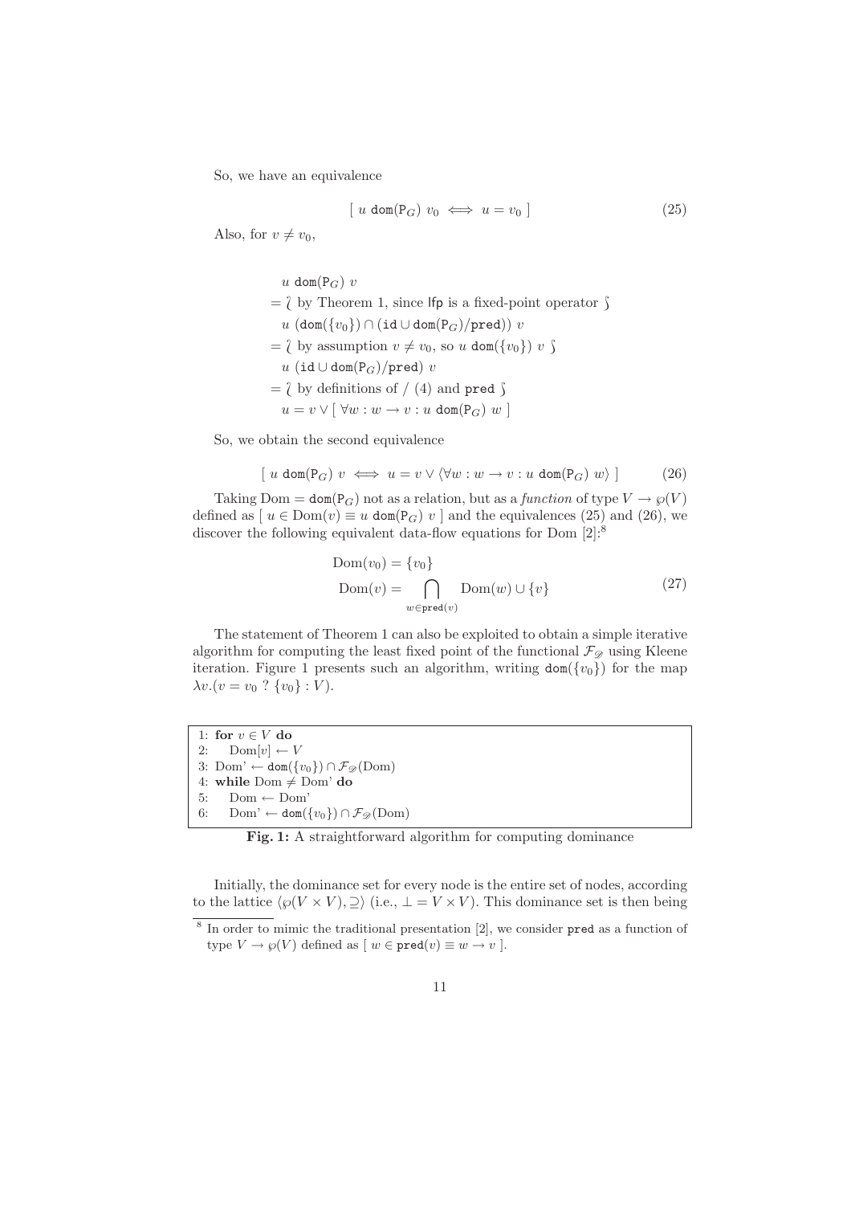So, we have an equivalence

$$[\ u\ \mathtt{dom}(\mathsf{P}_G)\ v_0 \iff u = v_0\ ] \tag{25}$$

Also, for $v \neq v_0$,

$$\begin{aligned}
& u\ \mathtt{dom}(\mathsf{P}_G)\ v \\
=\ & \wr \text{ by Theorem 1, since } \mathsf{lfp} \text{ is a fixed-point operator } \wr \\
& u\ (\mathtt{dom}(\{v_0\}) \cap (\mathtt{id} \cup \mathtt{dom}(\mathsf{P}_G)/\mathtt{pred}))\ v \\
=\ & \wr \text{ by assumption } v \neq v_0, \text{ so } u\ \mathtt{dom}(\{v_0\})\ v\ \wr \\
& u\ (\mathtt{id} \cup \mathtt{dom}(\mathsf{P}_G)/\mathtt{pred})\ v \\
=\ & \wr \text{ by definitions of } /\ (4) \text{ and } \mathtt{pred}\ \wr \\
& u = v \vee [\ \forall w : w \to v : u\ \mathtt{dom}(\mathsf{P}_G)\ w\ ]
\end{aligned}$$

So, we obtain the second equivalence

$$[\ u\ \mathtt{dom}(\mathsf{P}_G)\ v \iff u = v \vee \langle \forall w : w \to v : u\ \mathtt{dom}(\mathsf{P}_G)\ w \rangle\ ] \tag{26}$$

Taking $\mathrm{Dom} = \mathtt{dom}(\mathsf{P}_G)$ not as a relation, but as a *function* of type $V \to \wp(V)$ defined as $[\ u \in \mathrm{Dom}(v) \equiv u\ \mathtt{dom}(\mathsf{P}_G)\ v\ ]$ and the equivalences (25) and (26), we discover the following equivalent data-flow equations for Dom [2]:[8]

$$\begin{aligned}
\mathrm{Dom}(v_0) &= \{v_0\} \\
\mathrm{Dom}(v) &= \bigcap_{w \in \mathtt{pred}(v)} \mathrm{Dom}(w) \cup \{v\}
\end{aligned} \tag{27}$$

The statement of Theorem 1 can also be exploited to obtain a simple iterative algorithm for computing the least fixed point of the functional $\mathcal{F}_{\mathscr{D}}$ using Kleene iteration. Figure 1 presents such an algorithm, writing $\mathtt{dom}(\{v_0\})$ for the map $\lambda v.(v = v_0\ ?\ \{v_0\} : V)$.

```
1: for v ∈ V do
2:    Dom[v] ← V
3: Dom' ← dom({v0}) ∩ F_D(Dom)
4: while Dom ≠ Dom' do
5:    Dom ← Dom'
6:    Dom' ← dom({v0}) ∩ F_D(Dom)
```

**Fig. 1:** A straightforward algorithm for computing dominance

Initially, the dominance set for every node is the entire set of nodes, according to the lattice $\langle \wp(V \times V), \supseteq \rangle$ (i.e., $\bot = V \times V$). This dominance set is then being

[8] In order to mimic the traditional presentation [2], we consider $\mathtt{pred}$ as a function of type $V \to \wp(V)$ defined as $[\ w \in \mathtt{pred}(v) \equiv w \to v\ ]$.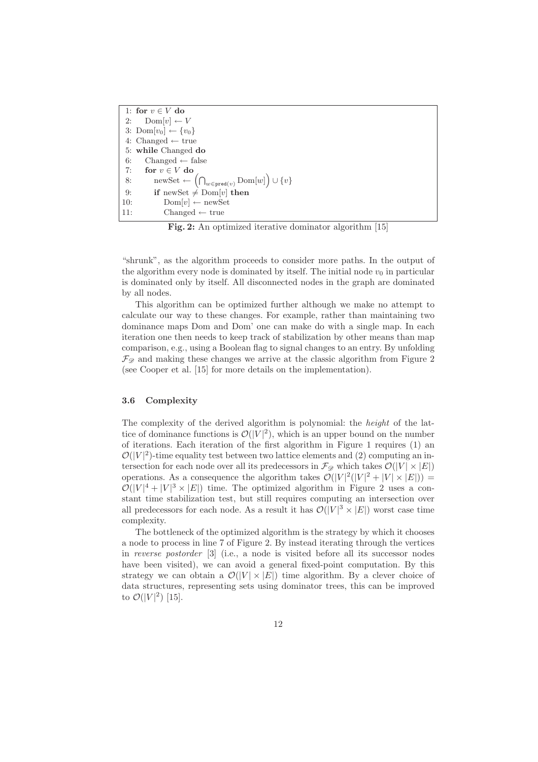```
 1: for v ∈ V do
 2:    Dom[v] ← V
 3: Dom[v_0] ← {v_0}
 4: Changed ← true
 5: while Changed do
 6:    Changed ← false
 7:    for v ∈ V do
 8:       newSet ← (⋂_{w∈pred(v)} Dom[w]) ∪ {v}
 9:       if newSet ≠ Dom[v] then
10:          Dom[v] ← newSet
11:          Changed ← true
```

**Fig. 2:** An optimized iterative dominator algorithm [15]

"shrunk", as the algorithm proceeds to consider more paths. In the output of the algorithm every node is dominated by itself. The initial node $v_0$ in particular is dominated only by itself. All disconnected nodes in the graph are dominated by all nodes.

This algorithm can be optimized further although we make no attempt to calculate our way to these changes. For example, rather than maintaining two dominance maps Dom and Dom' one can make do with a single map. In each iteration one then needs to keep track of stabilization by other means than map comparison, e.g., using a Boolean flag to signal changes to an entry. By unfolding $\mathcal{F}_{\mathscr{D}}$ and making these changes we arrive at the classic algorithm from Figure 2 (see Cooper et al. [15] for more details on the implementation).

### 3.6 Complexity

The complexity of the derived algorithm is polynomial: the *height* of the lattice of dominance functions is $\mathcal{O}(|V|^2)$, which is an upper bound on the number of iterations. Each iteration of the first algorithm in Figure 1 requires (1) an $\mathcal{O}(|V|^2)$-time equality test between two lattice elements and (2) computing an intersection for each node over all its predecessors in $\mathcal{F}_{\mathscr{D}}$ which takes $\mathcal{O}(|V| \times |E|)$ operations. As a consequence the algorithm takes $\mathcal{O}(|V|^2(|V|^2 + |V| \times |E|)) = \mathcal{O}(|V|^4 + |V|^3 \times |E|)$ time. The optimized algorithm in Figure 2 uses a constant time stabilization test, but still requires computing an intersection over all predecessors for each node. As a result it has $\mathcal{O}(|V|^3 \times |E|)$ worst case time complexity.

The bottleneck of the optimized algorithm is the strategy by which it chooses a node to process in line 7 of Figure 2. By instead iterating through the vertices in *reverse postorder* [3] (i.e., a node is visited before all its successor nodes have been visited), we can avoid a general fixed-point computation. By this strategy we can obtain a $\mathcal{O}(|V| \times |E|)$ time algorithm. By a clever choice of data structures, representing sets using dominator trees, this can be improved to $\mathcal{O}(|V|^2)$ [15].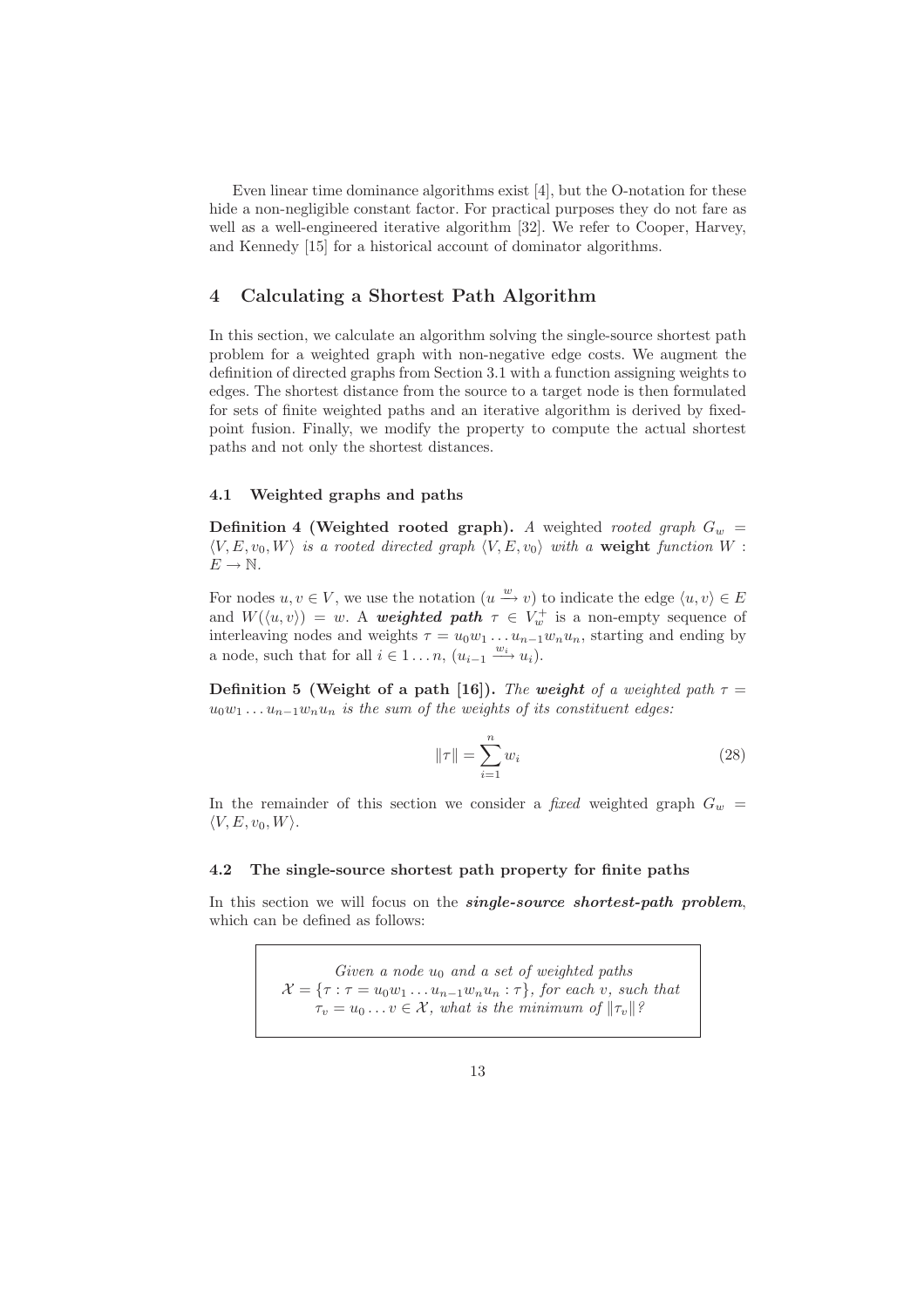Even linear time dominance algorithms exist [4], but the O-notation for these hide a non-negligible constant factor. For practical purposes they do not fare as well as a well-engineered iterative algorithm [32]. We refer to Cooper, Harvey, and Kennedy [15] for a historical account of dominator algorithms.

## 4 Calculating a Shortest Path Algorithm

In this section, we calculate an algorithm solving the single-source shortest path problem for a weighted graph with non-negative edge costs. We augment the definition of directed graphs from Section 3.1 with a function assigning weights to edges. The shortest distance from the source to a target node is then formulated for sets of finite weighted paths and an iterative algorithm is derived by fixed-point fusion. Finally, we modify the property to compute the actual shortest paths and not only the shortest distances.

### 4.1 Weighted graphs and paths

**Definition 4 (Weighted rooted graph).** *A* weighted *rooted graph* $G_w = \langle V, E, v_0, W\rangle$ *is a rooted directed graph* $\langle V, E, v_0\rangle$ *with a* **weight** *function* $W : E \to \mathbb{N}$.

For nodes $u, v \in V$, we use the notation $(u \xrightarrow{w} v)$ to indicate the edge $\langle u, v\rangle \in E$ and $W(\langle u, v\rangle) = w$. A ***weighted path*** $\tau \in V_w^+$ is a non-empty sequence of interleaving nodes and weights $\tau = u_0 w_1 \ldots u_{n-1} w_n u_n$, starting and ending by a node, such that for all $i \in 1 \ldots n$, $(u_{i-1} \xrightarrow{w_i} u_i)$.

**Definition 5 (Weight of a path [16]).** *The* ***weight*** *of a weighted path* $\tau = u_0 w_1 \ldots u_{n-1} w_n u_n$ *is the sum of the weights of its constituent edges:*

$$\|\tau\| = \sum_{i=1}^{n} w_i \tag{28}$$

In the remainder of this section we consider a *fixed* weighted graph $G_w = \langle V, E, v_0, W\rangle$.

### 4.2 The single-source shortest path property for finite paths

In this section we will focus on the ***single-source shortest-path problem***, which can be defined as follows:

> *Given a node* $u_0$ *and a set of weighted paths* $\mathcal{X} = \{\tau : \tau = u_0 w_1 \ldots u_{n-1} w_n u_n : \tau\}$*, for each* $v$*, such that* $\tau_v = u_0 \ldots v \in \mathcal{X}$*, what is the minimum of* $\|\tau_v\|$*?*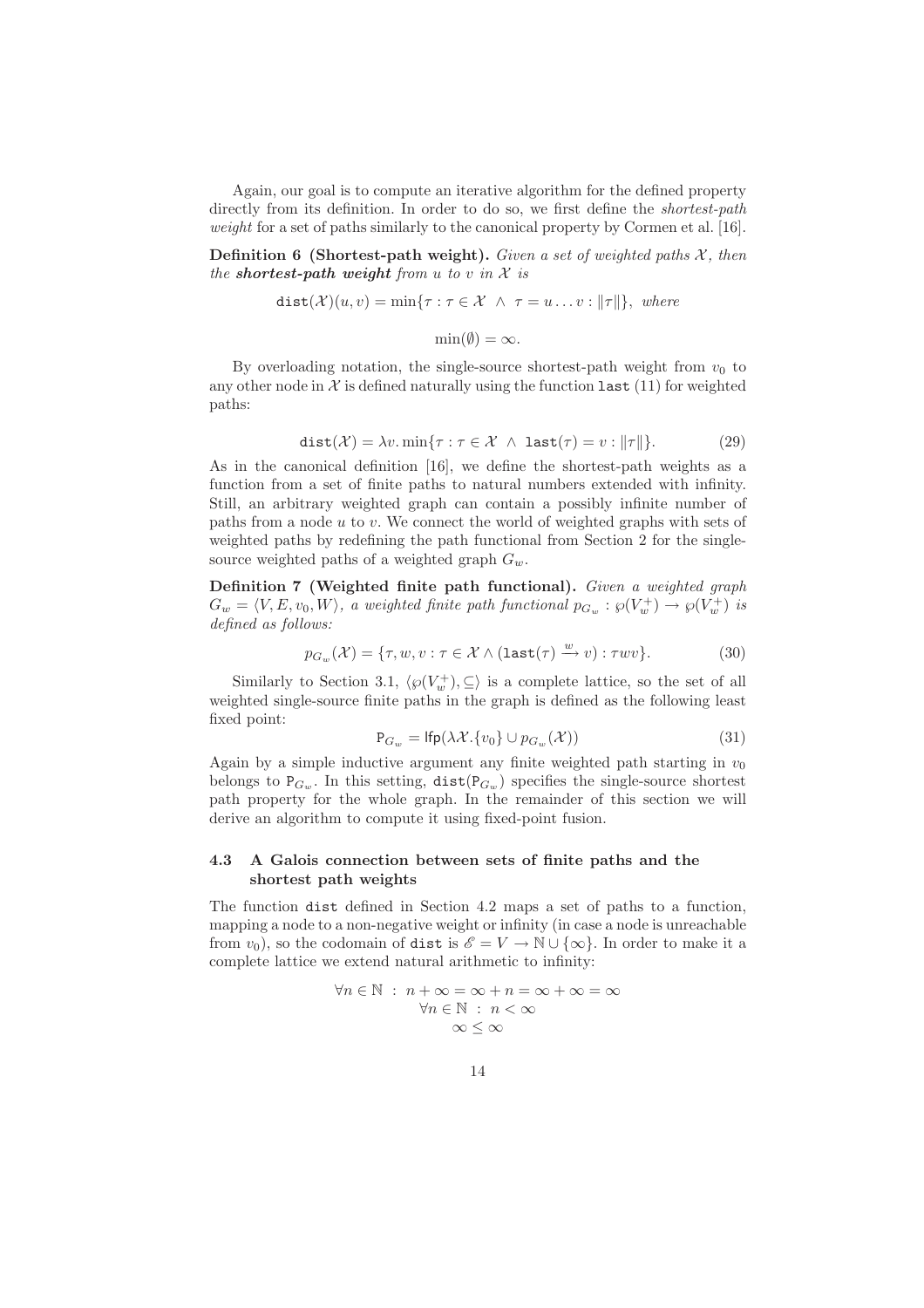Again, our goal is to compute an iterative algorithm for the defined property directly from its definition. In order to do so, we first define the *shortest-path weight* for a set of paths similarly to the canonical property by Cormen et al. [16].

**Definition 6 (Shortest-path weight).** *Given a set of weighted paths $\mathcal{X}$, then the* ***shortest-path weight*** *from $u$ to $v$ in $\mathcal{X}$ is*

$$\mathtt{dist}(\mathcal{X})(u, v) = \min\{\tau : \tau \in \mathcal{X} \ \wedge \ \tau = u \dots v : \|\tau\|\}, \ \textit{where}$$

$$\min(\emptyset) = \infty.$$

By overloading notation, the single-source shortest-path weight from $v_0$ to any other node in $\mathcal{X}$ is defined naturally using the function `last` (11) for weighted paths:

$$\mathtt{dist}(\mathcal{X}) = \lambda v. \min\{\tau : \tau \in \mathcal{X} \ \wedge \ \mathtt{last}(\tau) = v : \|\tau\|\}. \tag{29}$$

As in the canonical definition [16], we define the shortest-path weights as a function from a set of finite paths to natural numbers extended with infinity. Still, an arbitrary weighted graph can contain a possibly infinite number of paths from a node $u$ to $v$. We connect the world of weighted graphs with sets of weighted paths by redefining the path functional from Section 2 for the single-source weighted paths of a weighted graph $G_w$.

**Definition 7 (Weighted finite path functional).** *Given a weighted graph $G_w = \langle V, E, v_0, W \rangle$, a weighted finite path functional $p_{G_w} : \wp(V_w^+) \to \wp(V_w^+)$ is defined as follows:*

$$p_{G_w}(\mathcal{X}) = \{\tau, w, v : \tau \in \mathcal{X} \wedge (\mathtt{last}(\tau) \xrightarrow{w} v) : \tau w v\}. \tag{30}$$

Similarly to Section 3.1, $\langle \wp(V_w^+), \subseteq \rangle$ is a complete lattice, so the set of all weighted single-source finite paths in the graph is defined as the following least fixed point:

$$\mathsf{P}_{G_w} = \mathsf{lfp}(\lambda \mathcal{X}. \{v_0\} \cup p_{G_w}(\mathcal{X})) \tag{31}$$

Again by a simple inductive argument any finite weighted path starting in $v_0$ belongs to $\mathsf{P}_{G_w}$. In this setting, $\mathtt{dist}(\mathsf{P}_{G_w})$ specifies the single-source shortest path property for the whole graph. In the remainder of this section we will derive an algorithm to compute it using fixed-point fusion.

### 4.3 A Galois connection between sets of finite paths and the shortest path weights

The function `dist` defined in Section 4.2 maps a set of paths to a function, mapping a node to a non-negative weight or infinity (in case a node is unreachable from $v_0$), so the codomain of `dist` is $\mathscr{E} = V \to \mathbb{N} \cup \{\infty\}$. In order to make it a complete lattice we extend natural arithmetic to infinity:

$$\forall n \in \mathbb{N} \ : \ n + \infty = \infty + n = \infty + \infty = \infty$$
$$\forall n \in \mathbb{N} \ : \ n < \infty$$
$$\infty \leq \infty$$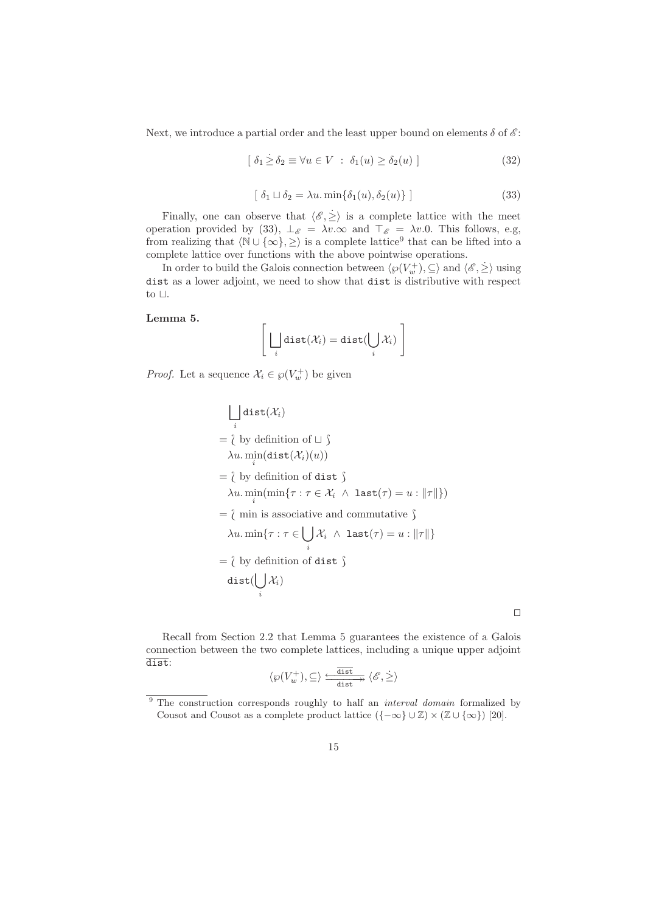Next, we introduce a partial order and the least upper bound on elements $\delta$ of $\mathscr{E}$:

$$[\ \delta_1 \dot{\geq} \delta_2 \equiv \forall u \in V\ :\ \delta_1(u) \geq \delta_2(u)\ ] \tag{32}$$

$$[\ \delta_1 \sqcup \delta_2 = \lambda u.\min\{\delta_1(u), \delta_2(u)\}\ ] \tag{33}$$

Finally, one can observe that $\langle \mathscr{E}, \dot{\geq} \rangle$ is a complete lattice with the meet operation provided by (33), $\bot_{\mathscr{E}} = \lambda v.\infty$ and $\top_{\mathscr{E}} = \lambda v.0$. This follows, e.g, from realizing that $\langle \mathbb{N} \cup \{\infty\}, \geq \rangle$ is a complete lattice[9] that can be lifted into a complete lattice over functions with the above pointwise operations.

In order to build the Galois connection between $\langle \wp(V_w^+), \subseteq \rangle$ and $\langle \mathscr{E}, \dot{\geq} \rangle$ using dist as a lower adjoint, we need to show that dist is distributive with respect to $\sqcup$.

**Lemma 5.**

$$\left[\ \bigsqcup_i \mathtt{dist}(\mathcal{X}_i) = \mathtt{dist}(\bigcup_i \mathcal{X}_i)\ \right]$$

*Proof.* Let a sequence $\mathcal{X}_i \in \wp(V_w^+)$ be given

$$
\begin{aligned}
& \bigsqcup_i \mathtt{dist}(\mathcal{X}_i) \\
=\ & \wr \text{ by definition of } \sqcup\ \wr \\
& \lambda u.\min_i(\mathtt{dist}(\mathcal{X}_i)(u)) \\
=\ & \wr \text{ by definition of } \mathtt{dist}\ \wr \\
& \lambda u.\min_i(\min\{\tau : \tau \in \mathcal{X}_i\ \wedge\ \mathtt{last}(\tau) = u : \|\tau\|\}) \\
=\ & \wr \min \text{ is associative and commutative}\ \wr \\
& \lambda u.\min\{\tau : \tau \in \bigcup_i \mathcal{X}_i\ \wedge\ \mathtt{last}(\tau) = u : \|\tau\|\} \\
=\ & \wr \text{ by definition of } \mathtt{dist}\ \wr \\
& \mathtt{dist}(\bigcup_i \mathcal{X}_i)
\end{aligned}
$$

□

Recall from Section 2.2 that Lemma 5 guarantees the existence of a Galois connection between the two complete lattices, including a unique upper adjoint $\overline{\mathtt{dist}}$:

$$\langle \wp(V_w^+), \subseteq \rangle \underset{\mathtt{dist}}{\overset{\overline{\mathtt{dist}}}{\leftrightarrows}} \langle \mathscr{E}, \dot{\geq} \rangle$$

[9] The construction corresponds roughly to half an *interval domain* formalized by Cousot and Cousot as a complete product lattice $(\{-\infty\} \cup \mathbb{Z}) \times (\mathbb{Z} \cup \{\infty\})$ [20].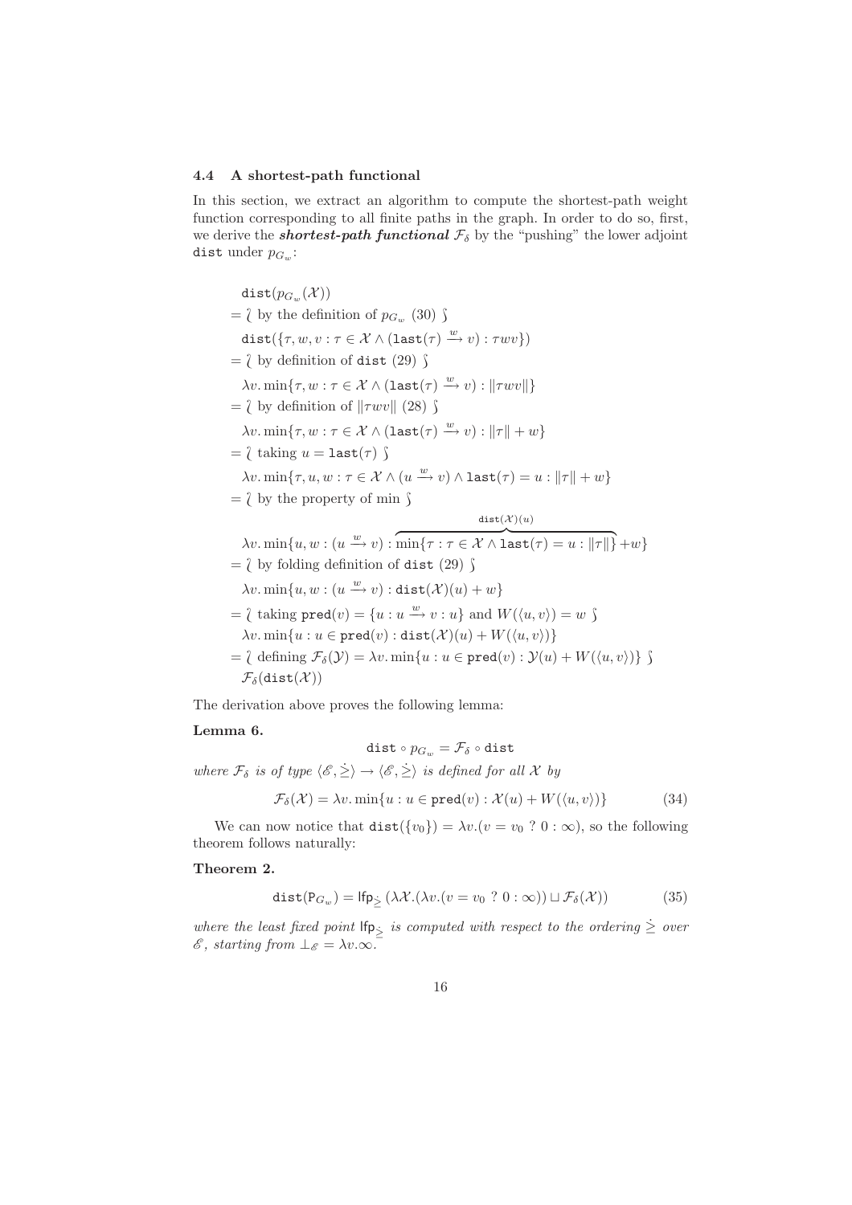### 4.4 A shortest-path functional

In this section, we extract an algorithm to compute the shortest-path weight function corresponding to all finite paths in the graph. In order to do so, first, we derive the ***shortest-path functional*** $\mathcal{F}_\delta$ by the "pushing" the lower adjoint $\mathtt{dist}$ under $p_{G_w}$:

$$
\begin{aligned}
& \mathtt{dist}(p_{G_w}(\mathcal{X})) \\
=\ & \wr \text{ by the definition of } p_{G_w} \text{ (30) } \wr \\
& \mathtt{dist}(\{\tau, w, v : \tau \in \mathcal{X} \wedge (\mathtt{last}(\tau) \xrightarrow{w} v) : \tau w v\}) \\
=\ & \wr \text{ by definition of } \mathtt{dist} \text{ (29) } \wr \\
& \lambda v. \min\{\tau, w : \tau \in \mathcal{X} \wedge (\mathtt{last}(\tau) \xrightarrow{w} v) : \|\tau w v\|\} \\
=\ & \wr \text{ by definition of } \|\tau w v\| \text{ (28) } \wr \\
& \lambda v. \min\{\tau, w : \tau \in \mathcal{X} \wedge (\mathtt{last}(\tau) \xrightarrow{w} v) : \|\tau\| + w\} \\
=\ & \wr \text{ taking } u = \mathtt{last}(\tau) \wr \\
& \lambda v. \min\{\tau, u, w : \tau \in \mathcal{X} \wedge (u \xrightarrow{w} v) \wedge \mathtt{last}(\tau) = u : \|\tau\| + w\} \\
=\ & \wr \text{ by the property of min } \wr \\
& \lambda v. \min\{u, w : (u \xrightarrow{w} v) : \overbrace{\min\{\tau : \tau \in \mathcal{X} \wedge \mathtt{last}(\tau) = u : \|\tau\|\}}^{\mathtt{dist}(\mathcal{X})(u)} + w\} \\
=\ & \wr \text{ by folding definition of } \mathtt{dist} \text{ (29) } \wr \\
& \lambda v. \min\{u, w : (u \xrightarrow{w} v) : \mathtt{dist}(\mathcal{X})(u) + w\} \\
=\ & \wr \text{ taking } \mathtt{pred}(v) = \{u : u \xrightarrow{w} v : u\} \text{ and } W(\langle u, v\rangle) = w \wr \\
& \lambda v. \min\{u : u \in \mathtt{pred}(v) : \mathtt{dist}(\mathcal{X})(u) + W(\langle u, v\rangle)\} \\
=\ & \wr \text{ defining } \mathcal{F}_\delta(\mathcal{Y}) = \lambda v. \min\{u : u \in \mathtt{pred}(v) : \mathcal{Y}(u) + W(\langle u, v\rangle)\} \wr \\
& \mathcal{F}_\delta(\mathtt{dist}(\mathcal{X}))
\end{aligned}
$$

The derivation above proves the following lemma:

**Lemma 6.**

$$\mathtt{dist} \circ p_{G_w} = \mathcal{F}_\delta \circ \mathtt{dist}$$

*where* $\mathcal{F}_\delta$ *is of type* $\langle \mathscr{E}, \dot{\geq} \rangle \rightarrow \langle \mathscr{E}, \dot{\geq} \rangle$ *is defined for all* $\mathcal{X}$ *by*

$$\mathcal{F}_\delta(\mathcal{X}) = \lambda v. \min\{u : u \in \mathtt{pred}(v) : \mathcal{X}(u) + W(\langle u, v\rangle)\} \tag{34}$$

We can now notice that $\mathtt{dist}(\{v_0\}) = \lambda v.(v = v_0 \ ?\ 0 : \infty)$, so the following theorem follows naturally:

**Theorem 2.**

$$\mathtt{dist}(\mathsf{P}_{G_w}) = \mathsf{lfp}_{\dot{\geq}} \left(\lambda \mathcal{X}.(\lambda v.(v = v_0 \ ?\ 0 : \infty)) \sqcup \mathcal{F}_\delta(\mathcal{X})\right) \tag{35}$$

*where the least fixed point* $\mathsf{lfp}_{\dot{\geq}}$ *is computed with respect to the ordering* $\dot{\geq}$ *over* $\mathscr{E}$*, starting from* $\bot_{\mathscr{E}} = \lambda v.\infty$.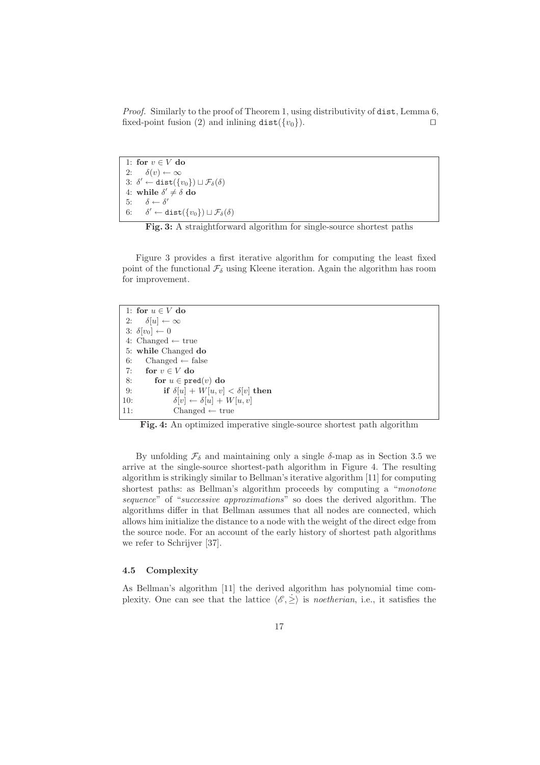*Proof.* Similarly to the proof of Theorem 1, using distributivity of dist, Lemma 6, fixed-point fusion (2) and inlining $\texttt{dist}(\{v_0\})$. □

```
1: for v ∈ V do
2:    δ(v) ← ∞
3: δ' ← dist({v0}) ⊔ F_δ(δ)
4: while δ' ≠ δ do
5:    δ ← δ'
6:    δ' ← dist({v0}) ⊔ F_δ(δ)
```

**Fig. 3:** A straightforward algorithm for single-source shortest paths

Figure 3 provides a first iterative algorithm for computing the least fixed point of the functional $\mathcal{F}_\delta$ using Kleene iteration. Again the algorithm has room for improvement.

```
 1: for u ∈ V do
 2:    δ[u] ← ∞
 3: δ[v0] ← 0
 4: Changed ← true
 5: while Changed do
 6:    Changed ← false
 7:    for v ∈ V do
 8:       for u ∈ pred(v) do
 9:          if δ[u] + W[u, v] < δ[v] then
10:             δ[v] ← δ[u] + W[u, v]
11:             Changed ← true
```

**Fig. 4:** An optimized imperative single-source shortest path algorithm

By unfolding $\mathcal{F}_\delta$ and maintaining only a single $\delta$-map as in Section 3.5 we arrive at the single-source shortest-path algorithm in Figure 4. The resulting algorithm is strikingly similar to Bellman's iterative algorithm [11] for computing shortest paths: as Bellman's algorithm proceeds by computing a "*monotone sequence*" of "*successive approximations*" so does the derived algorithm. The algorithms differ in that Bellman assumes that all nodes are connected, which allows him initialize the distance to a node with the weight of the direct edge from the source node. For an account of the early history of shortest path algorithms we refer to Schrijver [37].

### 4.5 Complexity

As Bellman's algorithm [11] the derived algorithm has polynomial time complexity. One can see that the lattice $\langle \mathscr{E}, \dot{\geq} \rangle$ is *noetherian*, i.e., it satisfies the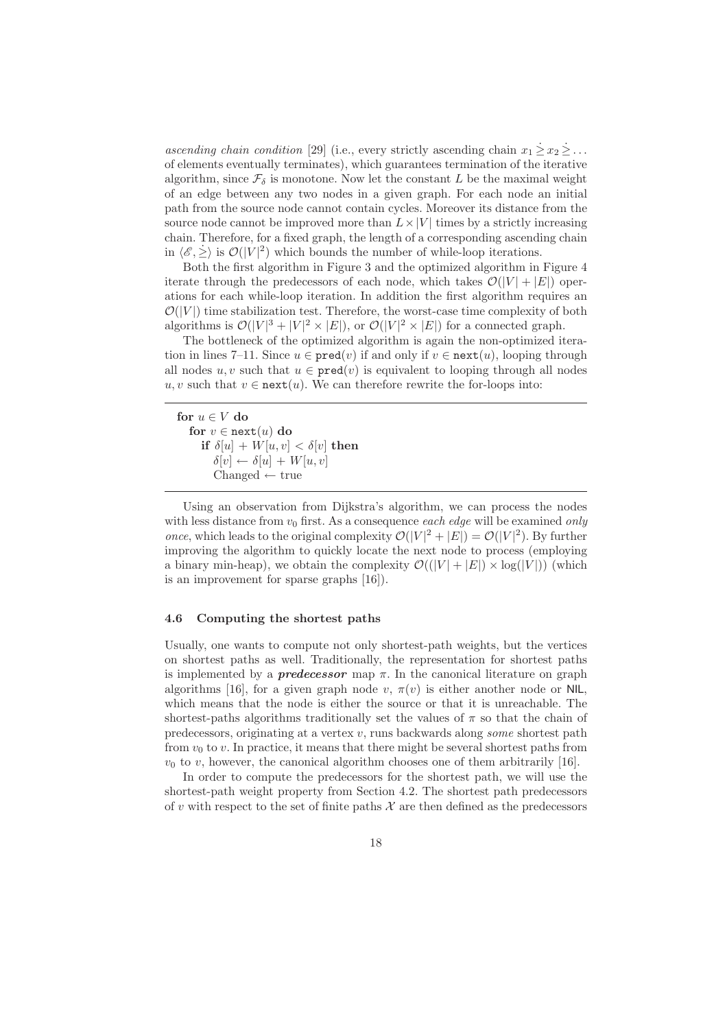*ascending chain condition* [29] (i.e., every strictly ascending chain $x_1 \dot{\geq} x_2 \dot{\geq} \ldots$ of elements eventually terminates), which guarantees termination of the iterative algorithm, since $\mathcal{F}_\delta$ is monotone. Now let the constant $L$ be the maximal weight of an edge between any two nodes in a given graph. For each node an initial path from the source node cannot contain cycles. Moreover its distance from the source node cannot be improved more than $L \times |V|$ times by a strictly increasing chain. Therefore, for a fixed graph, the length of a corresponding ascending chain in $\langle \mathscr{E}, \dot{\geq} \rangle$ is $\mathcal{O}(|V|^2)$ which bounds the number of while-loop iterations.

Both the first algorithm in Figure 3 and the optimized algorithm in Figure 4 iterate through the predecessors of each node, which takes $\mathcal{O}(|V| + |E|)$ operations for each while-loop iteration. In addition the first algorithm requires an $\mathcal{O}(|V|)$ time stabilization test. Therefore, the worst-case time complexity of both algorithms is $\mathcal{O}(|V|^3 + |V|^2 \times |E|)$, or $\mathcal{O}(|V|^2 \times |E|)$ for a connected graph.

The bottleneck of the optimized algorithm is again the non-optimized iteration in lines 7–11. Since $u \in \texttt{pred}(v)$ if and only if $v \in \texttt{next}(u)$, looping through all nodes $u, v$ such that $u \in \texttt{pred}(v)$ is equivalent to looping through all nodes $u, v$ such that $v \in \texttt{next}(u)$. We can therefore rewrite the for-loops into:

```
for u ∈ V do
  for v ∈ next(u) do
    if δ[u] + W[u, v] < δ[v] then
      δ[v] ← δ[u] + W[u, v]
      Changed ← true
```

Using an observation from Dijkstra's algorithm, we can process the nodes with less distance from $v_0$ first. As a consequence *each edge* will be examined *only once*, which leads to the original complexity $\mathcal{O}(|V|^2 + |E|) = \mathcal{O}(|V|^2)$. By further improving the algorithm to quickly locate the next node to process (employing a binary min-heap), we obtain the complexity $\mathcal{O}((|V| + |E|) \times \log(|V|))$ (which is an improvement for sparse graphs [16]).

### 4.6 Computing the shortest paths

Usually, one wants to compute not only shortest-path weights, but the vertices on shortest paths as well. Traditionally, the representation for shortest paths is implemented by a ***predecessor*** map $\pi$. In the canonical literature on graph algorithms [16], for a given graph node $v$, $\pi(v)$ is either another node or $\mathsf{NIL}$, which means that the node is either the source or that it is unreachable. The shortest-paths algorithms traditionally set the values of $\pi$ so that the chain of predecessors, originating at a vertex $v$, runs backwards along *some* shortest path from $v_0$ to $v$. In practice, it means that there might be several shortest paths from $v_0$ to $v$, however, the canonical algorithm chooses one of them arbitrarily [16].

In order to compute the predecessors for the shortest path, we will use the shortest-path weight property from Section 4.2. The shortest path predecessors of $v$ with respect to the set of finite paths $\mathcal{X}$ are then defined as the predecessors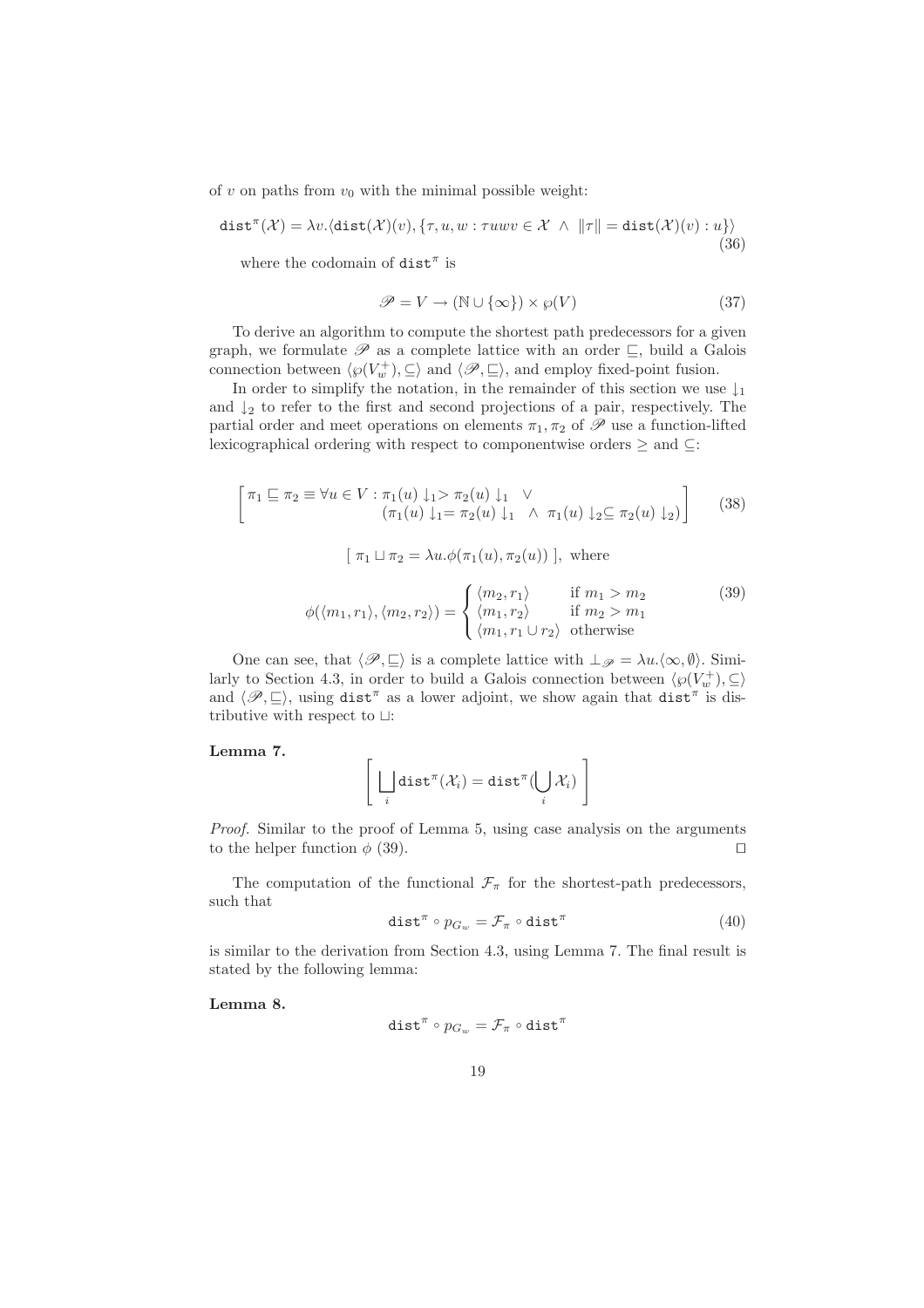of $v$ on paths from $v_0$ with the minimal possible weight:

$$\mathtt{dist}^{\pi}(\mathcal{X}) = \lambda v.\langle \mathtt{dist}(\mathcal{X})(v), \{\tau, u, w : \tau uwv \in \mathcal{X} \ \wedge \ \|\tau\| = \mathtt{dist}(\mathcal{X})(v) : u\}\rangle \tag{36}$$

where the codomain of $\mathtt{dist}^{\pi}$ is

$$\mathscr{P} = V \rightarrow (\mathbb{N} \cup \{\infty\}) \times \wp(V) \tag{37}$$

To derive an algorithm to compute the shortest path predecessors for a given graph, we formulate $\mathscr{P}$ as a complete lattice with an order $\sqsubseteq$, build a Galois connection between $\langle \wp(V_w^+), \subseteq \rangle$ and $\langle \mathscr{P}, \sqsubseteq \rangle$, and employ fixed-point fusion.

In order to simplify the notation, in the remainder of this section we use $\downarrow_1$ and $\downarrow_2$ to refer to the first and second projections of a pair, respectively. The partial order and meet operations on elements $\pi_1, \pi_2$ of $\mathscr{P}$ use a function-lifted lexicographical ordering with respect to componentwise orders $\geq$ and $\subseteq$:

$$\left[\begin{array}{ll} \pi_1 \sqsubseteq \pi_2 \equiv \forall u \in V : \pi_1(u) \downarrow_1 > \pi_2(u) \downarrow_1 \quad \vee \\ \qquad\qquad\qquad\qquad (\pi_1(u) \downarrow_1 = \pi_2(u) \downarrow_1 \ \wedge \ \pi_1(u) \downarrow_2 \subseteq \pi_2(u) \downarrow_2) \end{array}\right] \tag{38}$$

$$[\ \pi_1 \sqcup \pi_2 = \lambda u.\phi(\pi_1(u), \pi_2(u))\ ], \text{ where}$$

$$\phi(\langle m_1, r_1 \rangle, \langle m_2, r_2 \rangle) = \begin{cases} \langle m_2, r_1 \rangle & \text{if } m_1 > m_2 \\ \langle m_1, r_2 \rangle & \text{if } m_2 > m_1 \\ \langle m_1, r_1 \cup r_2 \rangle & \text{otherwise} \end{cases} \tag{39}$$

One can see, that $\langle \mathscr{P}, \sqsubseteq \rangle$ is a complete lattice with $\bot_{\mathscr{P}} = \lambda u.\langle \infty, \emptyset \rangle$. Similarly to Section 4.3, in order to build a Galois connection between $\langle \wp(V_w^+), \subseteq \rangle$ and $\langle \mathscr{P}, \sqsubseteq \rangle$, using $\mathtt{dist}^{\pi}$ as a lower adjoint, we show again that $\mathtt{dist}^{\pi}$ is distributive with respect to $\sqcup$:

**Lemma 7.**

$$\left[\ \bigsqcup_i \mathtt{dist}^{\pi}(\mathcal{X}_i) = \mathtt{dist}^{\pi}(\bigcup_i \mathcal{X}_i)\ \right]$$

*Proof.* Similar to the proof of Lemma 5, using case analysis on the arguments to the helper function $\phi$ (39). ◻

The computation of the functional $\mathcal{F}_{\pi}$ for the shortest-path predecessors, such that

$$\mathtt{dist}^{\pi} \circ p_{G_w} = \mathcal{F}_{\pi} \circ \mathtt{dist}^{\pi} \tag{40}$$

is similar to the derivation from Section 4.3, using Lemma 7. The final result is stated by the following lemma:

**Lemma 8.**

$$\mathtt{dist}^{\pi} \circ p_{G_w} = \mathcal{F}_{\pi} \circ \mathtt{dist}^{\pi}$$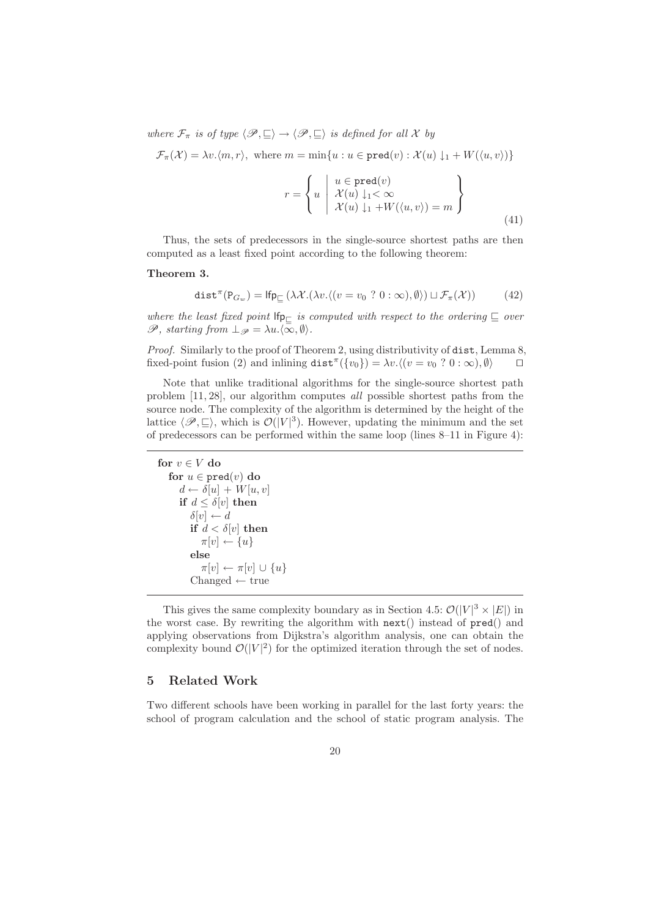*where $\mathcal{F}_\pi$ is of type $\langle \mathscr{P}, \sqsubseteq \rangle \to \langle \mathscr{P}, \sqsubseteq \rangle$ is defined for all $\mathcal{X}$ by*

$$\mathcal{F}_\pi(\mathcal{X}) = \lambda v.\langle m, r \rangle, \text{ where } m = \min\{u : u \in \texttt{pred}(v) : \mathcal{X}(u) \downarrow_1 + W(\langle u, v \rangle)\}$$

$$r = \left\{ u \;\middle|\; \begin{array}{l} u \in \texttt{pred}(v) \\ \mathcal{X}(u) \downarrow_1 < \infty \\ \mathcal{X}(u) \downarrow_1 + W(\langle u, v \rangle) = m \end{array} \right\} \tag{41}$$

Thus, the sets of predecessors in the single-source shortest paths are then computed as a least fixed point according to the following theorem:

**Theorem 3.**

$$\texttt{dist}^\pi(\mathsf{P}_{G_w}) = \mathsf{lfp}_\sqsubseteq (\lambda \mathcal{X}.(\lambda v.\langle (v = v_0 \ ? \ 0 : \infty), \emptyset \rangle) \sqcup \mathcal{F}_\pi(\mathcal{X})) \tag{42}$$

*where the least fixed point $\mathsf{lfp}_\sqsubseteq$ is computed with respect to the ordering $\sqsubseteq$ over $\mathscr{P}$, starting from $\bot_\mathscr{P} = \lambda u.\langle \infty, \emptyset \rangle$.*

*Proof.* Similarly to the proof of Theorem 2, using distributivity of dist, Lemma 8, fixed-point fusion (2) and inlining $\texttt{dist}^\pi(\{v_0\}) = \lambda v.\langle (v = v_0 \ ? \ 0 : \infty), \emptyset \rangle$ □

Note that unlike traditional algorithms for the single-source shortest path problem [11, 28], our algorithm computes *all* possible shortest paths from the source node. The complexity of the algorithm is determined by the height of the lattice $\langle \mathscr{P}, \sqsubseteq \rangle$, which is $\mathcal{O}(|V|^3)$. However, updating the minimum and the set of predecessors can be performed within the same loop (lines 8–11 in Figure 4):

```
for v ∈ V do
  for u ∈ pred(v) do
    d ← δ[u] + W[u, v]
    if d ≤ δ[v] then
      δ[v] ← d
      if d < δ[v] then
        π[v] ← {u}
      else
        π[v] ← π[v] ∪ {u}
      Changed ← true
```

This gives the same complexity boundary as in Section 4.5: $\mathcal{O}(|V|^3 \times |E|)$ in the worst case. By rewriting the algorithm with next() instead of pred() and applying observations from Dijkstra's algorithm analysis, one can obtain the complexity bound $\mathcal{O}(|V|^2)$ for the optimized iteration through the set of nodes.

## 5 Related Work

Two different schools have been working in parallel for the last forty years: the school of program calculation and the school of static program analysis. The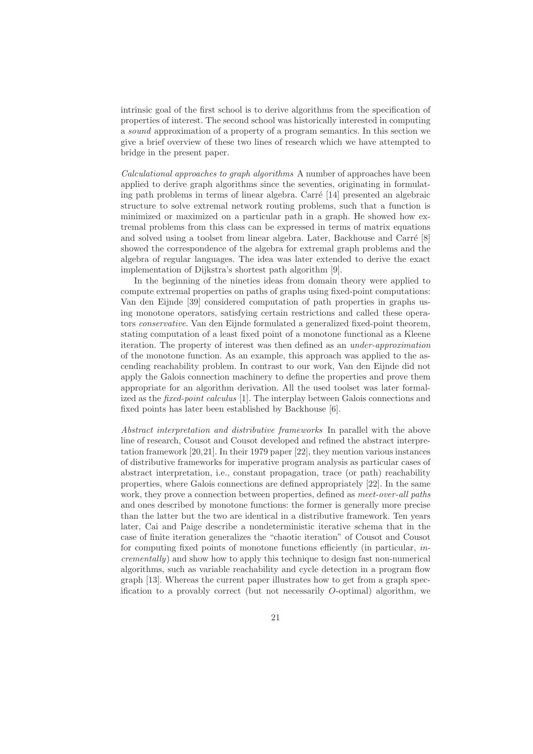intrinsic goal of the first school is to derive algorithms from the specification of properties of interest. The second school was historically interested in computing a *sound* approximation of a property of a program semantics. In this section we give a brief overview of these two lines of research which we have attempted to bridge in the present paper.

*Calculational approaches to graph algorithms* A number of approaches have been applied to derive graph algorithms since the seventies, originating in formulating path problems in terms of linear algebra. Carré [14] presented an algebraic structure to solve extremal network routing problems, such that a function is minimized or maximized on a particular path in a graph. He showed how extremal problems from this class can be expressed in terms of matrix equations and solved using a toolset from linear algebra. Later, Backhouse and Carré [8] showed the correspondence of the algebra for extremal graph problems and the algebra of regular languages. The idea was later extended to derive the exact implementation of Dijkstra's shortest path algorithm [9].

In the beginning of the nineties ideas from domain theory were applied to compute extremal properties on paths of graphs using fixed-point computations: Van den Eijnde [39] considered computation of path properties in graphs using monotone operators, satisfying certain restrictions and called these operators *conservative*. Van den Eijnde formulated a generalized fixed-point theorem, stating computation of a least fixed point of a monotone functional as a Kleene iteration. The property of interest was then defined as an *under-approximation* of the monotone function. As an example, this approach was applied to the ascending reachability problem. In contrast to our work, Van den Eijnde did not apply the Galois connection machinery to define the properties and prove them appropriate for an algorithm derivation. All the used toolset was later formalized as the *fixed-point calculus* [1]. The interplay between Galois connections and fixed points has later been established by Backhouse [6].

*Abstract interpretation and distributive frameworks* In parallel with the above line of research, Cousot and Cousot developed and refined the abstract interpretation framework [20,21]. In their 1979 paper [22], they mention various instances of distributive frameworks for imperative program analysis as particular cases of abstract interpretation, i.e., constant propagation, trace (or path) reachability properties, where Galois connections are defined appropriately [22]. In the same work, they prove a connection between properties, defined as *meet-over-all paths* and ones described by monotone functions: the former is generally more precise than the latter but the two are identical in a distributive framework. Ten years later, Cai and Paige describe a nondeterministic iterative schema that in the case of finite iteration generalizes the "chaotic iteration" of Cousot and Cousot for computing fixed points of monotone functions efficiently (in particular, *incrementally*) and show how to apply this technique to design fast non-numerical algorithms, such as variable reachability and cycle detection in a program flow graph [13]. Whereas the current paper illustrates how to get from a graph specification to a provably correct (but not necessarily $O$-optimal) algorithm, we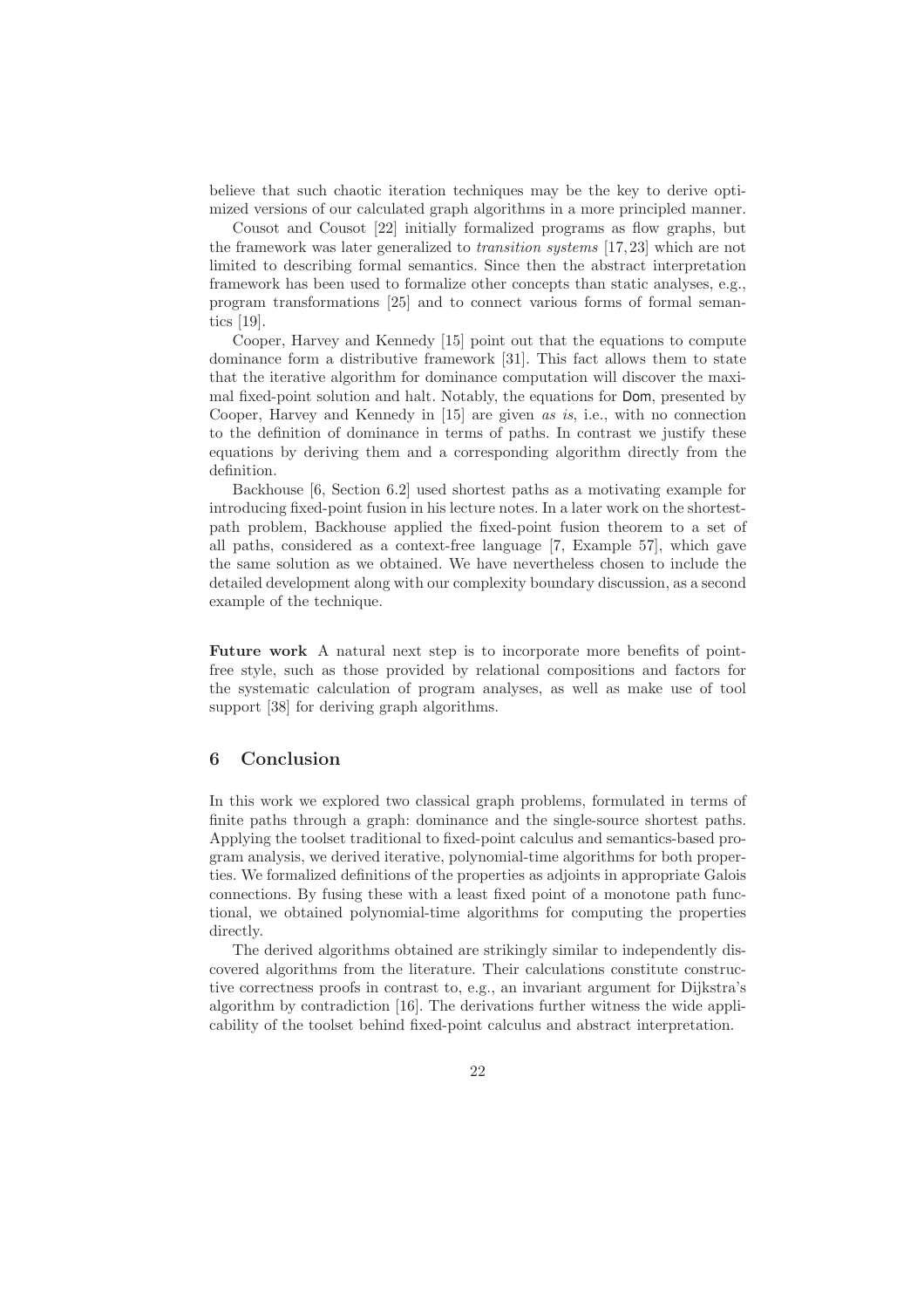believe that such chaotic iteration techniques may be the key to derive optimized versions of our calculated graph algorithms in a more principled manner.

Cousot and Cousot [22] initially formalized programs as flow graphs, but the framework was later generalized to *transition systems* [17, 23] which are not limited to describing formal semantics. Since then the abstract interpretation framework has been used to formalize other concepts than static analyses, e.g., program transformations [25] and to connect various forms of formal semantics [19].

Cooper, Harvey and Kennedy [15] point out that the equations to compute dominance form a distributive framework [31]. This fact allows them to state that the iterative algorithm for dominance computation will discover the maximal fixed-point solution and halt. Notably, the equations for Dom, presented by Cooper, Harvey and Kennedy in [15] are given *as is*, i.e., with no connection to the definition of dominance in terms of paths. In contrast we justify these equations by deriving them and a corresponding algorithm directly from the definition.

Backhouse [6, Section 6.2] used shortest paths as a motivating example for introducing fixed-point fusion in his lecture notes. In a later work on the shortest-path problem, Backhouse applied the fixed-point fusion theorem to a set of all paths, considered as a context-free language [7, Example 57], which gave the same solution as we obtained. We have nevertheless chosen to include the detailed development along with our complexity boundary discussion, as a second example of the technique.

**Future work** A natural next step is to incorporate more benefits of point-free style, such as those provided by relational compositions and factors for the systematic calculation of program analyses, as well as make use of tool support [38] for deriving graph algorithms.

## 6 Conclusion

In this work we explored two classical graph problems, formulated in terms of finite paths through a graph: dominance and the single-source shortest paths. Applying the toolset traditional to fixed-point calculus and semantics-based program analysis, we derived iterative, polynomial-time algorithms for both properties. We formalized definitions of the properties as adjoints in appropriate Galois connections. By fusing these with a least fixed point of a monotone path functional, we obtained polynomial-time algorithms for computing the properties directly.

The derived algorithms obtained are strikingly similar to independently discovered algorithms from the literature. Their calculations constitute constructive correctness proofs in contrast to, e.g., an invariant argument for Dijkstra's algorithm by contradiction [16]. The derivations further witness the wide applicability of the toolset behind fixed-point calculus and abstract interpretation.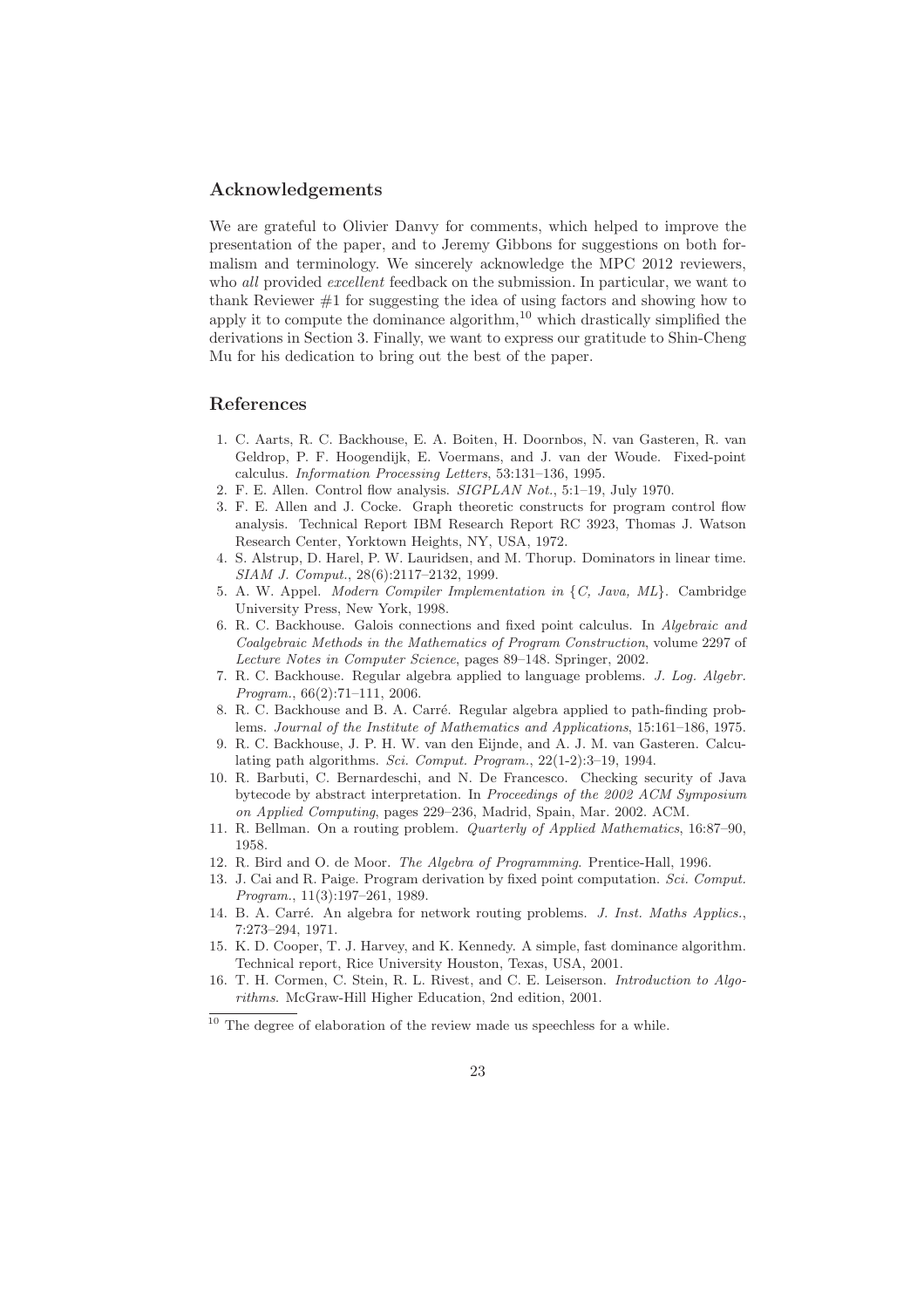## Acknowledgements

We are grateful to Olivier Danvy for comments, which helped to improve the presentation of the paper, and to Jeremy Gibbons for suggestions on both formalism and terminology. We sincerely acknowledge the MPC 2012 reviewers, who *all* provided *excellent* feedback on the submission. In particular, we want to thank Reviewer #1 for suggesting the idea of using factors and showing how to apply it to compute the dominance algorithm,[10] which drastically simplified the derivations in Section 3. Finally, we want to express our gratitude to Shin-Cheng Mu for his dedication to bring out the best of the paper.

## References

1. C. Aarts, R. C. Backhouse, E. A. Boiten, H. Doornbos, N. van Gasteren, R. van Geldrop, P. F. Hoogendijk, E. Voermans, and J. van der Woude. Fixed-point calculus. *Information Processing Letters*, 53:131–136, 1995.
2. F. E. Allen. Control flow analysis. *SIGPLAN Not.*, 5:1–19, July 1970.
3. F. E. Allen and J. Cocke. Graph theoretic constructs for program control flow analysis. Technical Report IBM Research Report RC 3923, Thomas J. Watson Research Center, Yorktown Heights, NY, USA, 1972.
4. S. Alstrup, D. Harel, P. W. Lauridsen, and M. Thorup. Dominators in linear time. *SIAM J. Comput.*, 28(6):2117–2132, 1999.
5. A. W. Appel. *Modern Compiler Implementation in {C, Java, ML}*. Cambridge University Press, New York, 1998.
6. R. C. Backhouse. Galois connections and fixed point calculus. In *Algebraic and Coalgebraic Methods in the Mathematics of Program Construction*, volume 2297 of *Lecture Notes in Computer Science*, pages 89–148. Springer, 2002.
7. R. C. Backhouse. Regular algebra applied to language problems. *J. Log. Algebr. Program.*, 66(2):71–111, 2006.
8. R. C. Backhouse and B. A. Carré. Regular algebra applied to path-finding problems. *Journal of the Institute of Mathematics and Applications*, 15:161–186, 1975.
9. R. C. Backhouse, J. P. H. W. van den Eijnde, and A. J. M. van Gasteren. Calculating path algorithms. *Sci. Comput. Program.*, 22(1-2):3–19, 1994.
10. R. Barbuti, C. Bernardeschi, and N. De Francesco. Checking security of Java bytecode by abstract interpretation. In *Proceedings of the 2002 ACM Symposium on Applied Computing*, pages 229–236, Madrid, Spain, Mar. 2002. ACM.
11. R. Bellman. On a routing problem. *Quarterly of Applied Mathematics*, 16:87–90, 1958.
12. R. Bird and O. de Moor. *The Algebra of Programming*. Prentice-Hall, 1996.
13. J. Cai and R. Paige. Program derivation by fixed point computation. *Sci. Comput. Program.*, 11(3):197–261, 1989.
14. B. A. Carré. An algebra for network routing problems. *J. Inst. Maths Applics.*, 7:273–294, 1971.
15. K. D. Cooper, T. J. Harvey, and K. Kennedy. A simple, fast dominance algorithm. Technical report, Rice University Houston, Texas, USA, 2001.
16. T. H. Cormen, C. Stein, R. L. Rivest, and C. E. Leiserson. *Introduction to Algorithms.* McGraw-Hill Higher Education, 2nd edition, 2001.

[10] The degree of elaboration of the review made us speechless for a while.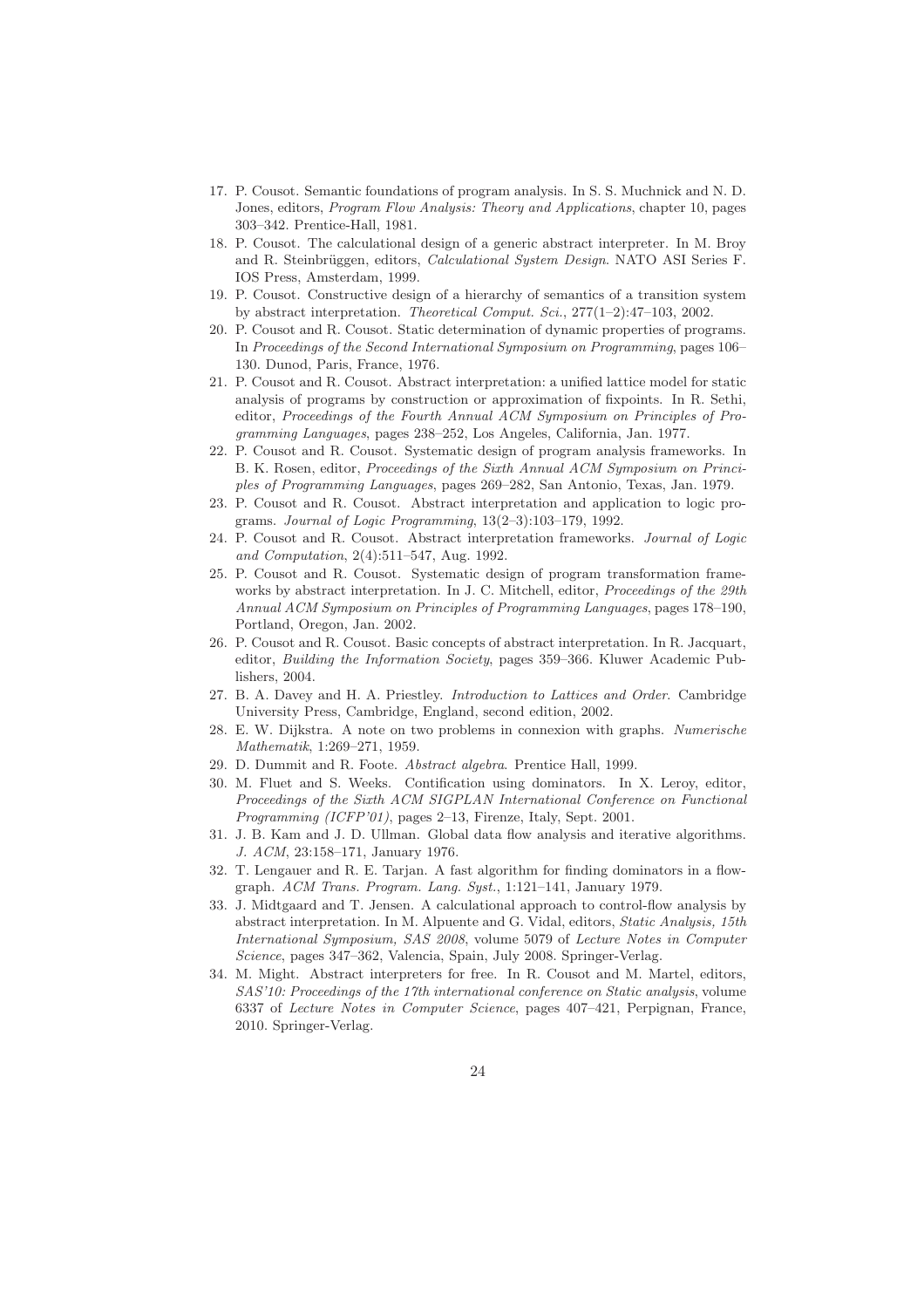17. P. Cousot. Semantic foundations of program analysis. In S. S. Muchnick and N. D. Jones, editors, *Program Flow Analysis: Theory and Applications*, chapter 10, pages 303–342. Prentice-Hall, 1981.
18. P. Cousot. The calculational design of a generic abstract interpreter. In M. Broy and R. Steinbrüggen, editors, *Calculational System Design*. NATO ASI Series F. IOS Press, Amsterdam, 1999.
19. P. Cousot. Constructive design of a hierarchy of semantics of a transition system by abstract interpretation. *Theoretical Comput. Sci.*, 277(1–2):47–103, 2002.
20. P. Cousot and R. Cousot. Static determination of dynamic properties of programs. In *Proceedings of the Second International Symposium on Programming*, pages 106–130. Dunod, Paris, France, 1976.
21. P. Cousot and R. Cousot. Abstract interpretation: a unified lattice model for static analysis of programs by construction or approximation of fixpoints. In R. Sethi, editor, *Proceedings of the Fourth Annual ACM Symposium on Principles of Programming Languages*, pages 238–252, Los Angeles, California, Jan. 1977.
22. P. Cousot and R. Cousot. Systematic design of program analysis frameworks. In B. K. Rosen, editor, *Proceedings of the Sixth Annual ACM Symposium on Principles of Programming Languages*, pages 269–282, San Antonio, Texas, Jan. 1979.
23. P. Cousot and R. Cousot. Abstract interpretation and application to logic programs. *Journal of Logic Programming*, 13(2–3):103–179, 1992.
24. P. Cousot and R. Cousot. Abstract interpretation frameworks. *Journal of Logic and Computation*, 2(4):511–547, Aug. 1992.
25. P. Cousot and R. Cousot. Systematic design of program transformation frameworks by abstract interpretation. In J. C. Mitchell, editor, *Proceedings of the 29th Annual ACM Symposium on Principles of Programming Languages*, pages 178–190, Portland, Oregon, Jan. 2002.
26. P. Cousot and R. Cousot. Basic concepts of abstract interpretation. In R. Jacquart, editor, *Building the Information Society*, pages 359–366. Kluwer Academic Publishers, 2004.
27. B. A. Davey and H. A. Priestley. *Introduction to Lattices and Order*. Cambridge University Press, Cambridge, England, second edition, 2002.
28. E. W. Dijkstra. A note on two problems in connexion with graphs. *Numerische Mathematik*, 1:269–271, 1959.
29. D. Dummit and R. Foote. *Abstract algebra*. Prentice Hall, 1999.
30. M. Fluet and S. Weeks. Contification using dominators. In X. Leroy, editor, *Proceedings of the Sixth ACM SIGPLAN International Conference on Functional Programming (ICFP'01)*, pages 2–13, Firenze, Italy, Sept. 2001.
31. J. B. Kam and J. D. Ullman. Global data flow analysis and iterative algorithms. *J. ACM*, 23:158–171, January 1976.
32. T. Lengauer and R. E. Tarjan. A fast algorithm for finding dominators in a flowgraph. *ACM Trans. Program. Lang. Syst.*, 1:121–141, January 1979.
33. J. Midtgaard and T. Jensen. A calculational approach to control-flow analysis by abstract interpretation. In M. Alpuente and G. Vidal, editors, *Static Analysis, 15th International Symposium, SAS 2008*, volume 5079 of *Lecture Notes in Computer Science*, pages 347–362, Valencia, Spain, July 2008. Springer-Verlag.
34. M. Might. Abstract interpreters for free. In R. Cousot and M. Martel, editors, *SAS'10: Proceedings of the 17th international conference on Static analysis*, volume 6337 of *Lecture Notes in Computer Science*, pages 407–421, Perpignan, France, 2010. Springer-Verlag.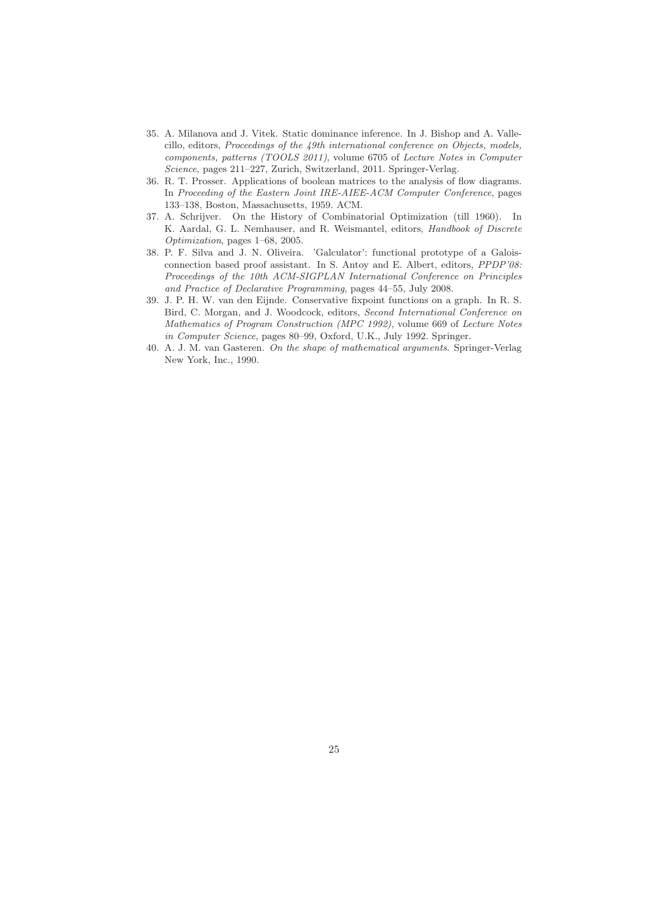35. A. Milanova and J. Vitek. Static dominance inference. In J. Bishop and A. Vallecillo, editors, *Proceedings of the 49th international conference on Objects, models, components, patterns (TOOLS 2011)*, volume 6705 of *Lecture Notes in Computer Science*, pages 211–227, Zurich, Switzerland, 2011. Springer-Verlag.
36. R. T. Prosser. Applications of boolean matrices to the analysis of flow diagrams. In *Proceeding of the Eastern Joint IRE-AIEE-ACM Computer Conference*, pages 133–138, Boston, Massachusetts, 1959. ACM.
37. A. Schrijver. On the History of Combinatorial Optimization (till 1960). In K. Aardal, G. L. Nemhauser, and R. Weismantel, editors, *Handbook of Discrete Optimization*, pages 1–68, 2005.
38. P. F. Silva and J. N. Oliveira. 'Galculator': functional prototype of a Galois-connection based proof assistant. In S. Antoy and E. Albert, editors, *PPDP'08: Proceedings of the 10th ACM-SIGPLAN International Conference on Principles and Practice of Declarative Programming*, pages 44–55, July 2008.
39. J. P. H. W. van den Eijnde. Conservative fixpoint functions on a graph. In R. S. Bird, C. Morgan, and J. Woodcock, editors, *Second International Conference on Mathematics of Program Construction (MPC 1992)*, volume 669 of *Lecture Notes in Computer Science*, pages 80–99, Oxford, U.K., July 1992. Springer.
40. A. J. M. van Gasteren. *On the shape of mathematical arguments*. Springer-Verlag New York, Inc., 1990.